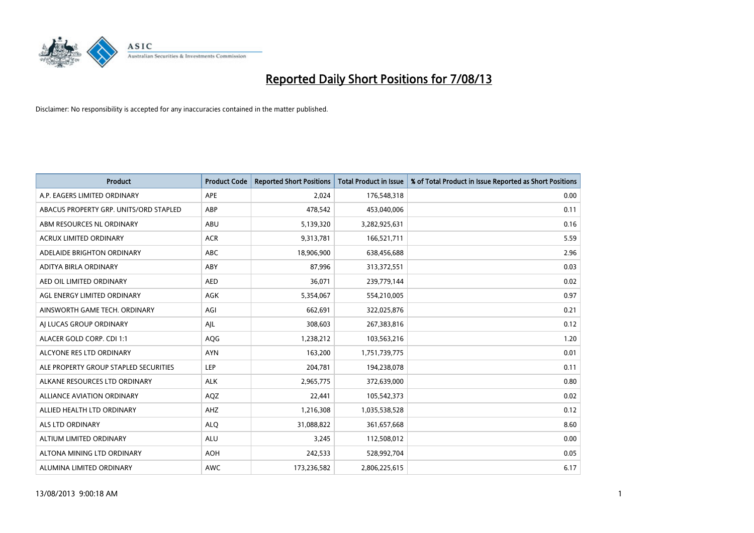# Reported Daily Short Positions for 7/08/13

Disclaimer: No responsibility is accepted for any inaccuracies contained in the matter published.

| Product | Product Code | Reported Short Positions | Total Product in Issue | % of Total Product in Issue Reported as Short Positions |
|---|---|---|---|---|
| A.P. EAGERS LIMITED ORDINARY | APE | 2,024 | 176,548,318 | 0.00 |
| ABACUS PROPERTY GRP. UNITS/ORD STAPLED | ABP | 478,542 | 453,040,006 | 0.11 |
| ABM RESOURCES NL ORDINARY | ABU | 5,139,320 | 3,282,925,631 | 0.16 |
| ACRUX LIMITED ORDINARY | ACR | 9,313,781 | 166,521,711 | 5.59 |
| ADELAIDE BRIGHTON ORDINARY | ABC | 18,906,900 | 638,456,688 | 2.96 |
| ADITYA BIRLA ORDINARY | ABY | 87,996 | 313,372,551 | 0.03 |
| AED OIL LIMITED ORDINARY | AED | 36,071 | 239,779,144 | 0.02 |
| AGL ENERGY LIMITED ORDINARY | AGK | 5,354,067 | 554,210,005 | 0.97 |
| AINSWORTH GAME TECH. ORDINARY | AGI | 662,691 | 322,025,876 | 0.21 |
| AJ LUCAS GROUP ORDINARY | AJL | 308,603 | 267,383,816 | 0.12 |
| ALACER GOLD CORP. CDI 1:1 | AQG | 1,238,212 | 103,563,216 | 1.20 |
| ALCYONE RES LTD ORDINARY | AYN | 163,200 | 1,751,739,775 | 0.01 |
| ALE PROPERTY GROUP STAPLED SECURITIES | LEP | 204,781 | 194,238,078 | 0.11 |
| ALKANE RESOURCES LTD ORDINARY | ALK | 2,965,775 | 372,639,000 | 0.80 |
| ALLIANCE AVIATION ORDINARY | AQZ | 22,441 | 105,542,373 | 0.02 |
| ALLIED HEALTH LTD ORDINARY | AHZ | 1,216,308 | 1,035,538,528 | 0.12 |
| ALS LTD ORDINARY | ALQ | 31,088,822 | 361,657,668 | 8.60 |
| ALTIUM LIMITED ORDINARY | ALU | 3,245 | 112,508,012 | 0.00 |
| ALTONA MINING LTD ORDINARY | AOH | 242,533 | 528,992,704 | 0.05 |
| ALUMINA LIMITED ORDINARY | AWC | 173,236,582 | 2,806,225,615 | 6.17 |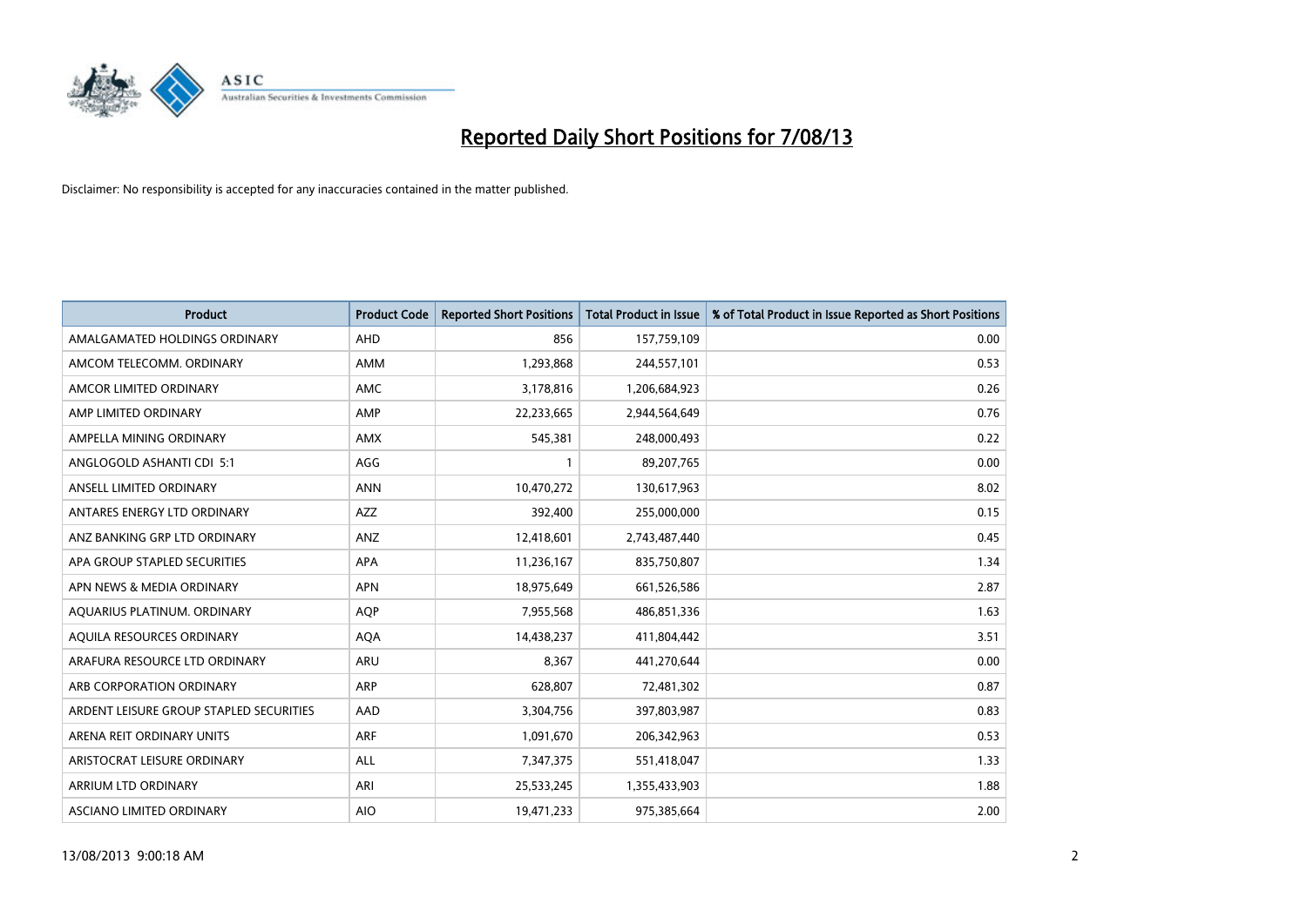# Reported Daily Short Positions for 7/08/13

Disclaimer: No responsibility is accepted for any inaccuracies contained in the matter published.

| Product | Product Code | Reported Short Positions | Total Product in Issue | % of Total Product in Issue Reported as Short Positions |
|---|---|---|---|---|
| AMALGAMATED HOLDINGS ORDINARY | AHD | 856 | 157,759,109 | 0.00 |
| AMCOM TELECOMM. ORDINARY | AMM | 1,293,868 | 244,557,101 | 0.53 |
| AMCOR LIMITED ORDINARY | AMC | 3,178,816 | 1,206,684,923 | 0.26 |
| AMP LIMITED ORDINARY | AMP | 22,233,665 | 2,944,564,649 | 0.76 |
| AMPELLA MINING ORDINARY | AMX | 545,381 | 248,000,493 | 0.22 |
| ANGLOGOLD ASHANTI CDI 5:1 | AGG | 1 | 89,207,765 | 0.00 |
| ANSELL LIMITED ORDINARY | ANN | 10,470,272 | 130,617,963 | 8.02 |
| ANTARES ENERGY LTD ORDINARY | AZZ | 392,400 | 255,000,000 | 0.15 |
| ANZ BANKING GRP LTD ORDINARY | ANZ | 12,418,601 | 2,743,487,440 | 0.45 |
| APA GROUP STAPLED SECURITIES | APA | 11,236,167 | 835,750,807 | 1.34 |
| APN NEWS & MEDIA ORDINARY | APN | 18,975,649 | 661,526,586 | 2.87 |
| AQUARIUS PLATINUM. ORDINARY | AQP | 7,955,568 | 486,851,336 | 1.63 |
| AQUILA RESOURCES ORDINARY | AQA | 14,438,237 | 411,804,442 | 3.51 |
| ARAFURA RESOURCE LTD ORDINARY | ARU | 8,367 | 441,270,644 | 0.00 |
| ARB CORPORATION ORDINARY | ARP | 628,807 | 72,481,302 | 0.87 |
| ARDENT LEISURE GROUP STAPLED SECURITIES | AAD | 3,304,756 | 397,803,987 | 0.83 |
| ARENA REIT ORDINARY UNITS | ARF | 1,091,670 | 206,342,963 | 0.53 |
| ARISTOCRAT LEISURE ORDINARY | ALL | 7,347,375 | 551,418,047 | 1.33 |
| ARRIUM LTD ORDINARY | ARI | 25,533,245 | 1,355,433,903 | 1.88 |
| ASCIANO LIMITED ORDINARY | AIO | 19,471,233 | 975,385,664 | 2.00 |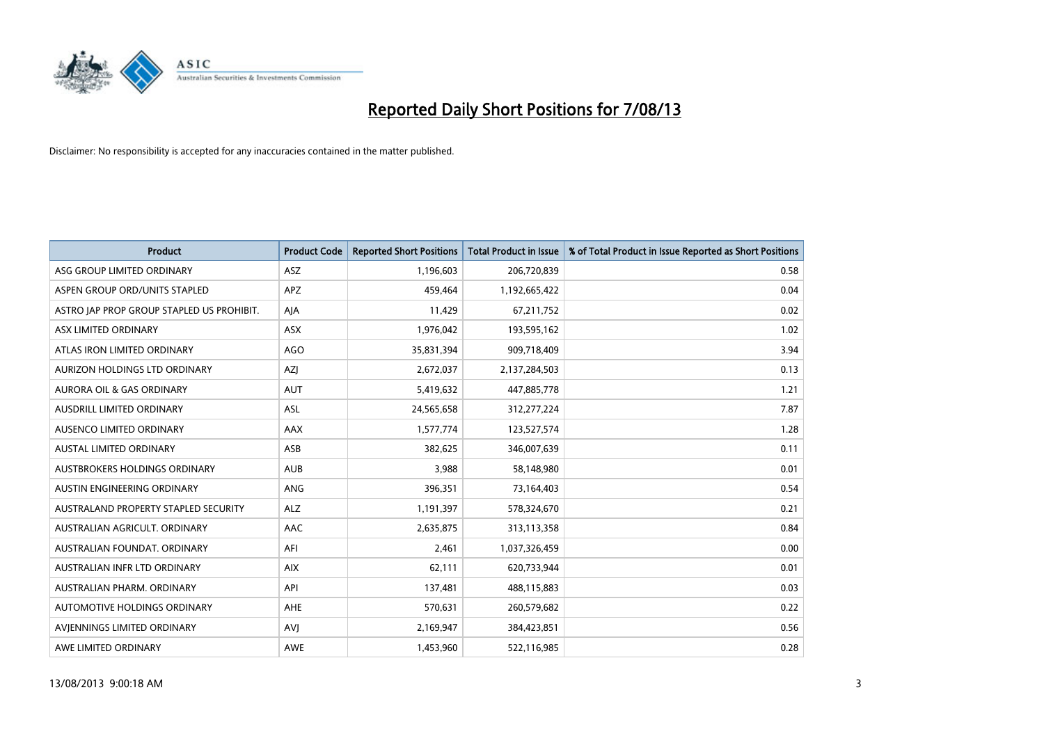# Reported Daily Short Positions for 7/08/13

Disclaimer: No responsibility is accepted for any inaccuracies contained in the matter published.

| Product | Product Code | Reported Short Positions | Total Product in Issue | % of Total Product in Issue Reported as Short Positions |
|---|---|---|---|---|
| ASG GROUP LIMITED ORDINARY | ASZ | 1,196,603 | 206,720,839 | 0.58 |
| ASPEN GROUP ORD/UNITS STAPLED | APZ | 459,464 | 1,192,665,422 | 0.04 |
| ASTRO JAP PROP GROUP STAPLED US PROHIBIT. | AJA | 11,429 | 67,211,752 | 0.02 |
| ASX LIMITED ORDINARY | ASX | 1,976,042 | 193,595,162 | 1.02 |
| ATLAS IRON LIMITED ORDINARY | AGO | 35,831,394 | 909,718,409 | 3.94 |
| AURIZON HOLDINGS LTD ORDINARY | AZJ | 2,672,037 | 2,137,284,503 | 0.13 |
| AURORA OIL & GAS ORDINARY | AUT | 5,419,632 | 447,885,778 | 1.21 |
| AUSDRILL LIMITED ORDINARY | ASL | 24,565,658 | 312,277,224 | 7.87 |
| AUSENCO LIMITED ORDINARY | AAX | 1,577,774 | 123,527,574 | 1.28 |
| AUSTAL LIMITED ORDINARY | ASB | 382,625 | 346,007,639 | 0.11 |
| AUSTBROKERS HOLDINGS ORDINARY | AUB | 3,988 | 58,148,980 | 0.01 |
| AUSTIN ENGINEERING ORDINARY | ANG | 396,351 | 73,164,403 | 0.54 |
| AUSTRALAND PROPERTY STAPLED SECURITY | ALZ | 1,191,397 | 578,324,670 | 0.21 |
| AUSTRALIAN AGRICULT. ORDINARY | AAC | 2,635,875 | 313,113,358 | 0.84 |
| AUSTRALIAN FOUNDAT. ORDINARY | AFI | 2,461 | 1,037,326,459 | 0.00 |
| AUSTRALIAN INFR LTD ORDINARY | AIX | 62,111 | 620,733,944 | 0.01 |
| AUSTRALIAN PHARM. ORDINARY | API | 137,481 | 488,115,883 | 0.03 |
| AUTOMOTIVE HOLDINGS ORDINARY | AHE | 570,631 | 260,579,682 | 0.22 |
| AVJENNINGS LIMITED ORDINARY | AVJ | 2,169,947 | 384,423,851 | 0.56 |
| AWE LIMITED ORDINARY | AWE | 1,453,960 | 522,116,985 | 0.28 |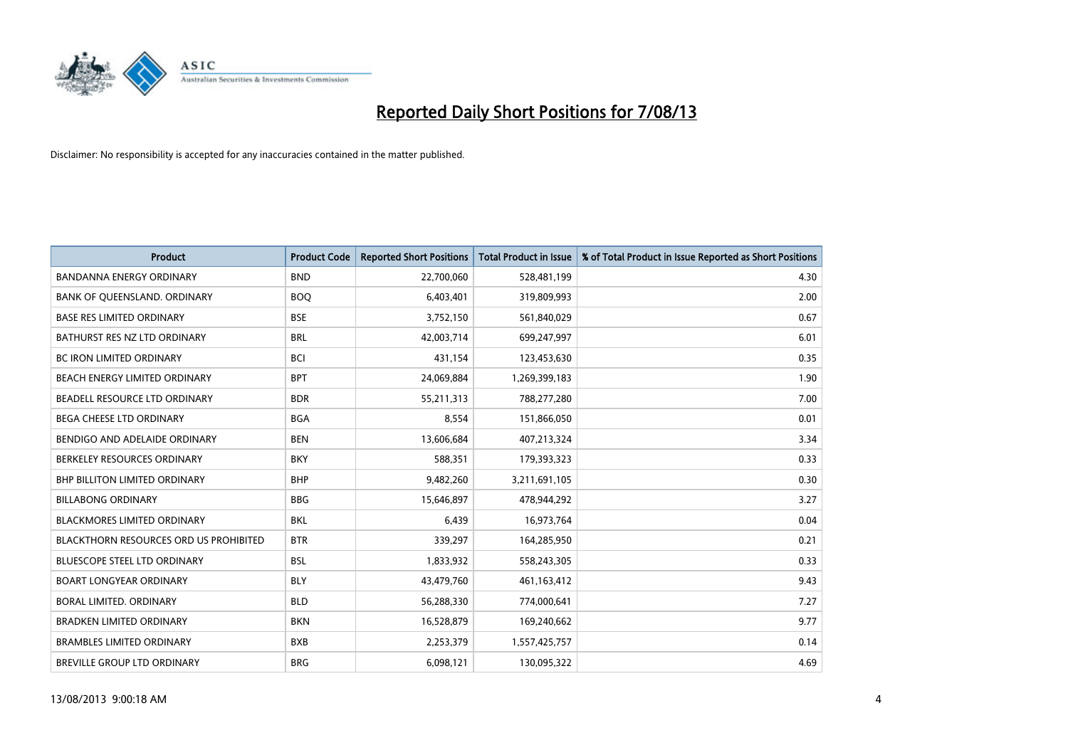# Reported Daily Short Positions for 7/08/13

Disclaimer: No responsibility is accepted for any inaccuracies contained in the matter published.

| Product | Product Code | Reported Short Positions | Total Product in Issue | % of Total Product in Issue Reported as Short Positions |
|---|---|---|---|---|
| BANDANNA ENERGY ORDINARY | BND | 22,700,060 | 528,481,199 | 4.30 |
| BANK OF QUEENSLAND. ORDINARY | BOQ | 6,403,401 | 319,809,993 | 2.00 |
| BASE RES LIMITED ORDINARY | BSE | 3,752,150 | 561,840,029 | 0.67 |
| BATHURST RES NZ LTD ORDINARY | BRL | 42,003,714 | 699,247,997 | 6.01 |
| BC IRON LIMITED ORDINARY | BCI | 431,154 | 123,453,630 | 0.35 |
| BEACH ENERGY LIMITED ORDINARY | BPT | 24,069,884 | 1,269,399,183 | 1.90 |
| BEADELL RESOURCE LTD ORDINARY | BDR | 55,211,313 | 788,277,280 | 7.00 |
| BEGA CHEESE LTD ORDINARY | BGA | 8,554 | 151,866,050 | 0.01 |
| BENDIGO AND ADELAIDE ORDINARY | BEN | 13,606,684 | 407,213,324 | 3.34 |
| BERKELEY RESOURCES ORDINARY | BKY | 588,351 | 179,393,323 | 0.33 |
| BHP BILLITON LIMITED ORDINARY | BHP | 9,482,260 | 3,211,691,105 | 0.30 |
| BILLABONG ORDINARY | BBG | 15,646,897 | 478,944,292 | 3.27 |
| BLACKMORES LIMITED ORDINARY | BKL | 6,439 | 16,973,764 | 0.04 |
| BLACKTHORN RESOURCES ORD US PROHIBITED | BTR | 339,297 | 164,285,950 | 0.21 |
| BLUESCOPE STEEL LTD ORDINARY | BSL | 1,833,932 | 558,243,305 | 0.33 |
| BOART LONGYEAR ORDINARY | BLY | 43,479,760 | 461,163,412 | 9.43 |
| BORAL LIMITED. ORDINARY | BLD | 56,288,330 | 774,000,641 | 7.27 |
| BRADKEN LIMITED ORDINARY | BKN | 16,528,879 | 169,240,662 | 9.77 |
| BRAMBLES LIMITED ORDINARY | BXB | 2,253,379 | 1,557,425,757 | 0.14 |
| BREVILLE GROUP LTD ORDINARY | BRG | 6,098,121 | 130,095,322 | 4.69 |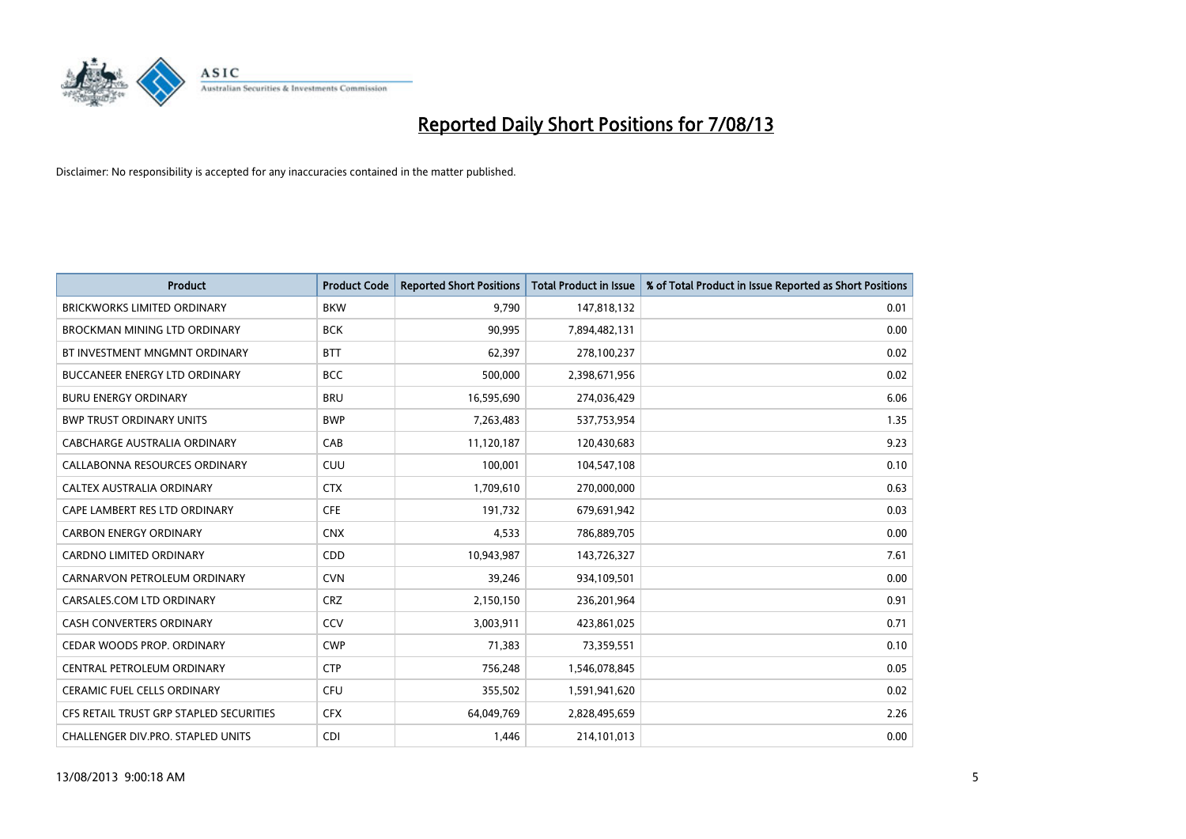# Reported Daily Short Positions for 7/08/13

Disclaimer: No responsibility is accepted for any inaccuracies contained in the matter published.

| Product | Product Code | Reported Short Positions | Total Product in Issue | % of Total Product in Issue Reported as Short Positions |
|---|---|---|---|---|
| BRICKWORKS LIMITED ORDINARY | BKW | 9,790 | 147,818,132 | 0.01 |
| BROCKMAN MINING LTD ORDINARY | BCK | 90,995 | 7,894,482,131 | 0.00 |
| BT INVESTMENT MNGMNT ORDINARY | BTT | 62,397 | 278,100,237 | 0.02 |
| BUCCANEER ENERGY LTD ORDINARY | BCC | 500,000 | 2,398,671,956 | 0.02 |
| BURU ENERGY ORDINARY | BRU | 16,595,690 | 274,036,429 | 6.06 |
| BWP TRUST ORDINARY UNITS | BWP | 7,263,483 | 537,753,954 | 1.35 |
| CABCHARGE AUSTRALIA ORDINARY | CAB | 11,120,187 | 120,430,683 | 9.23 |
| CALLABONNA RESOURCES ORDINARY | CUU | 100,001 | 104,547,108 | 0.10 |
| CALTEX AUSTRALIA ORDINARY | CTX | 1,709,610 | 270,000,000 | 0.63 |
| CAPE LAMBERT RES LTD ORDINARY | CFE | 191,732 | 679,691,942 | 0.03 |
| CARBON ENERGY ORDINARY | CNX | 4,533 | 786,889,705 | 0.00 |
| CARDNO LIMITED ORDINARY | CDD | 10,943,987 | 143,726,327 | 7.61 |
| CARNARVON PETROLEUM ORDINARY | CVN | 39,246 | 934,109,501 | 0.00 |
| CARSALES.COM LTD ORDINARY | CRZ | 2,150,150 | 236,201,964 | 0.91 |
| CASH CONVERTERS ORDINARY | CCV | 3,003,911 | 423,861,025 | 0.71 |
| CEDAR WOODS PROP. ORDINARY | CWP | 71,383 | 73,359,551 | 0.10 |
| CENTRAL PETROLEUM ORDINARY | CTP | 756,248 | 1,546,078,845 | 0.05 |
| CERAMIC FUEL CELLS ORDINARY | CFU | 355,502 | 1,591,941,620 | 0.02 |
| CFS RETAIL TRUST GRP STAPLED SECURITIES | CFX | 64,049,769 | 2,828,495,659 | 2.26 |
| CHALLENGER DIV.PRO. STAPLED UNITS | CDI | 1,446 | 214,101,013 | 0.00 |

13/08/2013 9:00:18 AM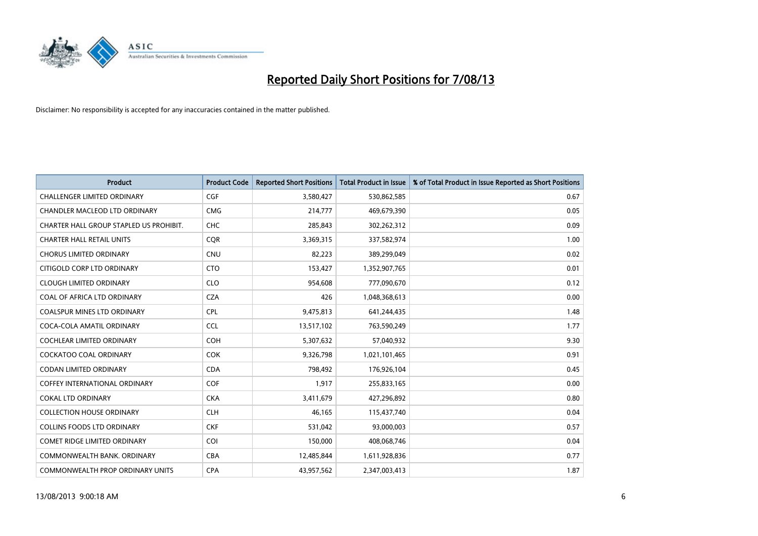# Reported Daily Short Positions for 7/08/13

Disclaimer: No responsibility is accepted for any inaccuracies contained in the matter published.

| Product | Product Code | Reported Short Positions | Total Product in Issue | % of Total Product in Issue Reported as Short Positions |
|---|---|---|---|---|
| CHALLENGER LIMITED ORDINARY | CGF | 3,580,427 | 530,862,585 | 0.67 |
| CHANDLER MACLEOD LTD ORDINARY | CMG | 214,777 | 469,679,390 | 0.05 |
| CHARTER HALL GROUP STAPLED US PROHIBIT. | CHC | 285,843 | 302,262,312 | 0.09 |
| CHARTER HALL RETAIL UNITS | CQR | 3,369,315 | 337,582,974 | 1.00 |
| CHORUS LIMITED ORDINARY | CNU | 82,223 | 389,299,049 | 0.02 |
| CITIGOLD CORP LTD ORDINARY | CTO | 153,427 | 1,352,907,765 | 0.01 |
| CLOUGH LIMITED ORDINARY | CLO | 954,608 | 777,090,670 | 0.12 |
| COAL OF AFRICA LTD ORDINARY | CZA | 426 | 1,048,368,613 | 0.00 |
| COALSPUR MINES LTD ORDINARY | CPL | 9,475,813 | 641,244,435 | 1.48 |
| COCA-COLA AMATIL ORDINARY | CCL | 13,517,102 | 763,590,249 | 1.77 |
| COCHLEAR LIMITED ORDINARY | COH | 5,307,632 | 57,040,932 | 9.30 |
| COCKATOO COAL ORDINARY | COK | 9,326,798 | 1,021,101,465 | 0.91 |
| CODAN LIMITED ORDINARY | CDA | 798,492 | 176,926,104 | 0.45 |
| COFFEY INTERNATIONAL ORDINARY | COF | 1,917 | 255,833,165 | 0.00 |
| COKAL LTD ORDINARY | CKA | 3,411,679 | 427,296,892 | 0.80 |
| COLLECTION HOUSE ORDINARY | CLH | 46,165 | 115,437,740 | 0.04 |
| COLLINS FOODS LTD ORDINARY | CKF | 531,042 | 93,000,003 | 0.57 |
| COMET RIDGE LIMITED ORDINARY | COI | 150,000 | 408,068,746 | 0.04 |
| COMMONWEALTH BANK. ORDINARY | CBA | 12,485,844 | 1,611,928,836 | 0.77 |
| COMMONWEALTH PROP ORDINARY UNITS | CPA | 43,957,562 | 2,347,003,413 | 1.87 |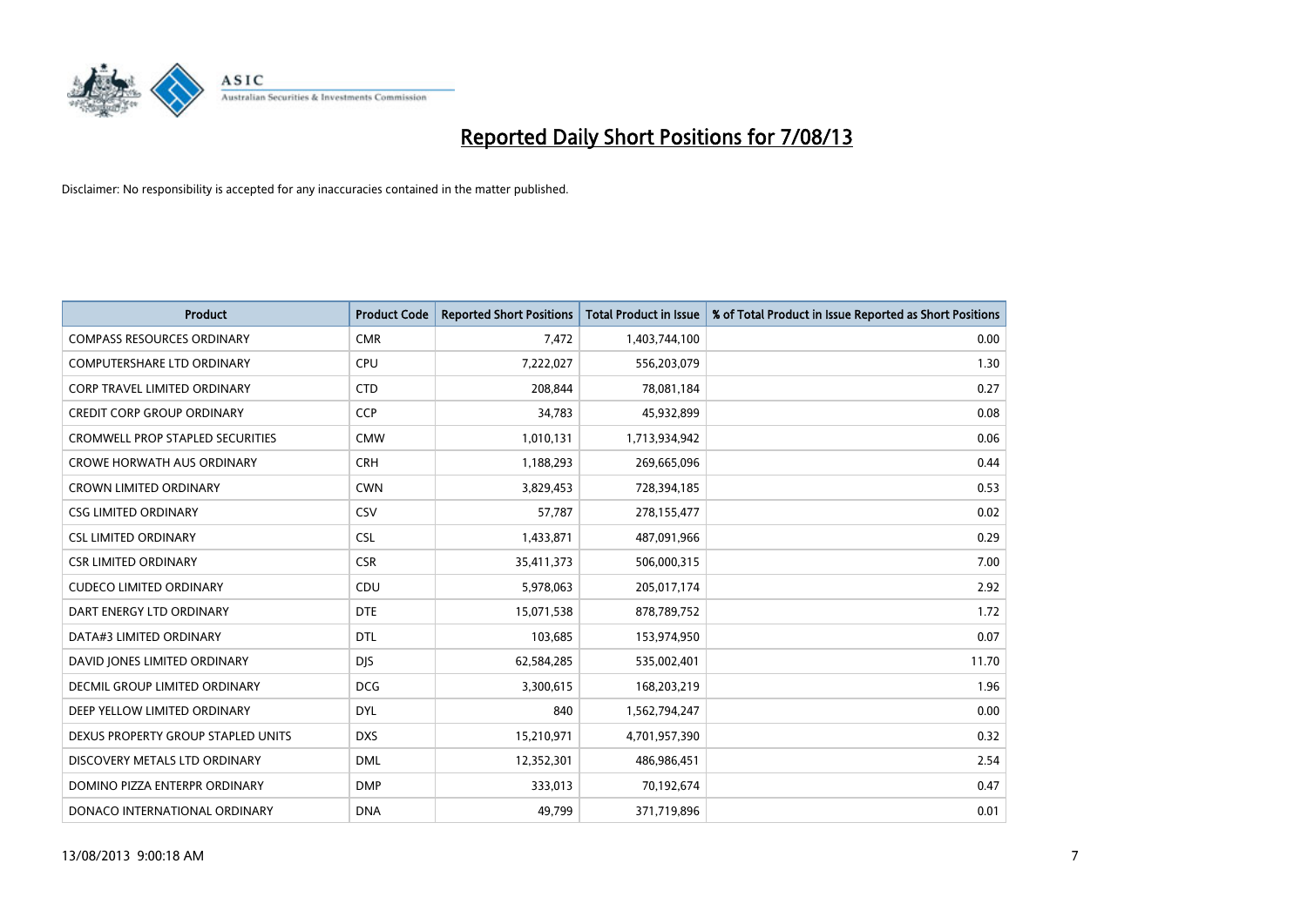# Reported Daily Short Positions for 7/08/13

Disclaimer: No responsibility is accepted for any inaccuracies contained in the matter published.

| Product | Product Code | Reported Short Positions | Total Product in Issue | % of Total Product in Issue Reported as Short Positions |
|---|---|---|---|---|
| COMPASS RESOURCES ORDINARY | CMR | 7,472 | 1,403,744,100 | 0.00 |
| COMPUTERSHARE LTD ORDINARY | CPU | 7,222,027 | 556,203,079 | 1.30 |
| CORP TRAVEL LIMITED ORDINARY | CTD | 208,844 | 78,081,184 | 0.27 |
| CREDIT CORP GROUP ORDINARY | CCP | 34,783 | 45,932,899 | 0.08 |
| CROMWELL PROP STAPLED SECURITIES | CMW | 1,010,131 | 1,713,934,942 | 0.06 |
| CROWE HORWATH AUS ORDINARY | CRH | 1,188,293 | 269,665,096 | 0.44 |
| CROWN LIMITED ORDINARY | CWN | 3,829,453 | 728,394,185 | 0.53 |
| CSG LIMITED ORDINARY | CSV | 57,787 | 278,155,477 | 0.02 |
| CSL LIMITED ORDINARY | CSL | 1,433,871 | 487,091,966 | 0.29 |
| CSR LIMITED ORDINARY | CSR | 35,411,373 | 506,000,315 | 7.00 |
| CUDECO LIMITED ORDINARY | CDU | 5,978,063 | 205,017,174 | 2.92 |
| DART ENERGY LTD ORDINARY | DTE | 15,071,538 | 878,789,752 | 1.72 |
| DATA#3 LIMITED ORDINARY | DTL | 103,685 | 153,974,950 | 0.07 |
| DAVID JONES LIMITED ORDINARY | DJS | 62,584,285 | 535,002,401 | 11.70 |
| DECMIL GROUP LIMITED ORDINARY | DCG | 3,300,615 | 168,203,219 | 1.96 |
| DEEP YELLOW LIMITED ORDINARY | DYL | 840 | 1,562,794,247 | 0.00 |
| DEXUS PROPERTY GROUP STAPLED UNITS | DXS | 15,210,971 | 4,701,957,390 | 0.32 |
| DISCOVERY METALS LTD ORDINARY | DML | 12,352,301 | 486,986,451 | 2.54 |
| DOMINO PIZZA ENTERPR ORDINARY | DMP | 333,013 | 70,192,674 | 0.47 |
| DONACO INTERNATIONAL ORDINARY | DNA | 49,799 | 371,719,896 | 0.01 |

13/08/2013 9:00:18 AM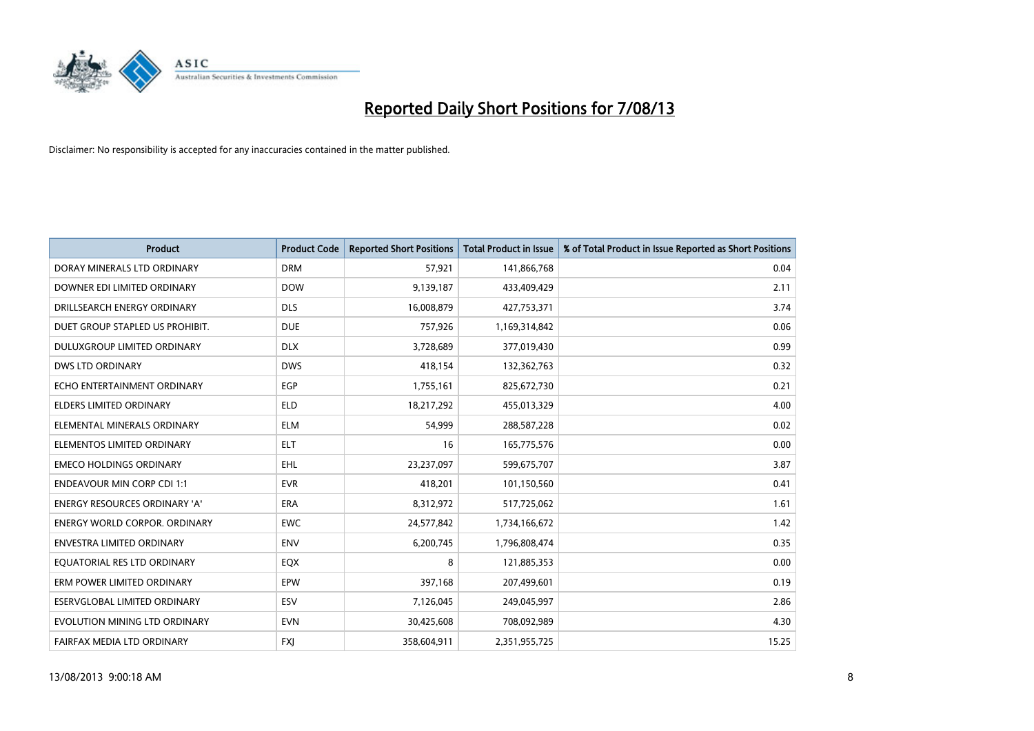# Reported Daily Short Positions for 7/08/13

Disclaimer: No responsibility is accepted for any inaccuracies contained in the matter published.

| Product | Product Code | Reported Short Positions | Total Product in Issue | % of Total Product in Issue Reported as Short Positions |
|---|---|---|---|---|
| DORAY MINERALS LTD ORDINARY | DRM | 57,921 | 141,866,768 | 0.04 |
| DOWNER EDI LIMITED ORDINARY | DOW | 9,139,187 | 433,409,429 | 2.11 |
| DRILLSEARCH ENERGY ORDINARY | DLS | 16,008,879 | 427,753,371 | 3.74 |
| DUET GROUP STAPLED US PROHIBIT. | DUE | 757,926 | 1,169,314,842 | 0.06 |
| DULUXGROUP LIMITED ORDINARY | DLX | 3,728,689 | 377,019,430 | 0.99 |
| DWS LTD ORDINARY | DWS | 418,154 | 132,362,763 | 0.32 |
| ECHO ENTERTAINMENT ORDINARY | EGP | 1,755,161 | 825,672,730 | 0.21 |
| ELDERS LIMITED ORDINARY | ELD | 18,217,292 | 455,013,329 | 4.00 |
| ELEMENTAL MINERALS ORDINARY | ELM | 54,999 | 288,587,228 | 0.02 |
| ELEMENTOS LIMITED ORDINARY | ELT | 16 | 165,775,576 | 0.00 |
| EMECO HOLDINGS ORDINARY | EHL | 23,237,097 | 599,675,707 | 3.87 |
| ENDEAVOUR MIN CORP CDI 1:1 | EVR | 418,201 | 101,150,560 | 0.41 |
| ENERGY RESOURCES ORDINARY 'A' | ERA | 8,312,972 | 517,725,062 | 1.61 |
| ENERGY WORLD CORPOR. ORDINARY | EWC | 24,577,842 | 1,734,166,672 | 1.42 |
| ENVESTRA LIMITED ORDINARY | ENV | 6,200,745 | 1,796,808,474 | 0.35 |
| EQUATORIAL RES LTD ORDINARY | EQX | 8 | 121,885,353 | 0.00 |
| ERM POWER LIMITED ORDINARY | EPW | 397,168 | 207,499,601 | 0.19 |
| ESERVGLOBAL LIMITED ORDINARY | ESV | 7,126,045 | 249,045,997 | 2.86 |
| EVOLUTION MINING LTD ORDINARY | EVN | 30,425,608 | 708,092,989 | 4.30 |
| FAIRFAX MEDIA LTD ORDINARY | FXJ | 358,604,911 | 2,351,955,725 | 15.25 |

13/08/2013 9:00:18 AM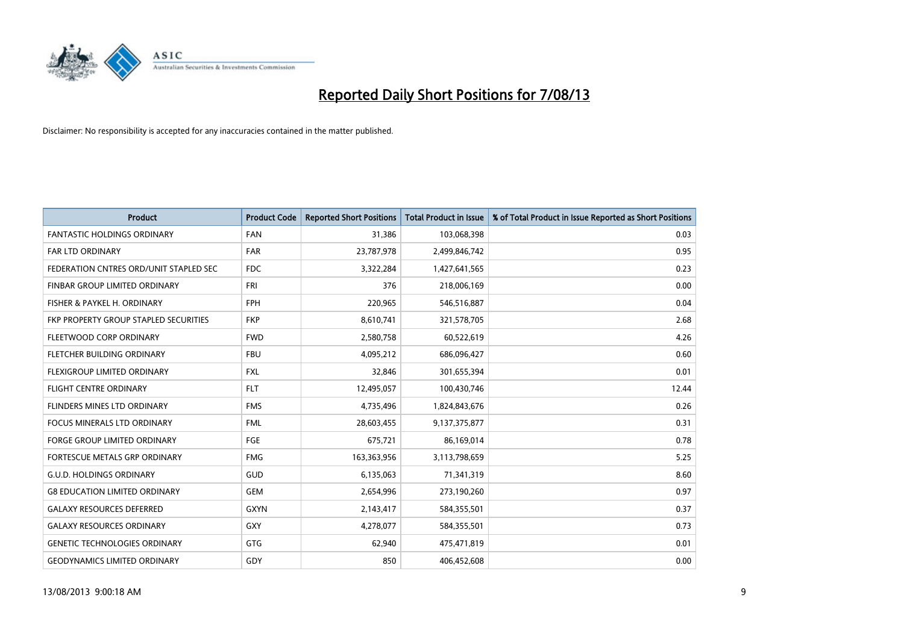# Reported Daily Short Positions for 7/08/13

Disclaimer: No responsibility is accepted for any inaccuracies contained in the matter published.

| Product | Product Code | Reported Short Positions | Total Product in Issue | % of Total Product in Issue Reported as Short Positions |
|---|---|---|---|---|
| FANTASTIC HOLDINGS ORDINARY | FAN | 31,386 | 103,068,398 | 0.03 |
| FAR LTD ORDINARY | FAR | 23,787,978 | 2,499,846,742 | 0.95 |
| FEDERATION CNTRES ORD/UNIT STAPLED SEC | FDC | 3,322,284 | 1,427,641,565 | 0.23 |
| FINBAR GROUP LIMITED ORDINARY | FRI | 376 | 218,006,169 | 0.00 |
| FISHER & PAYKEL H. ORDINARY | FPH | 220,965 | 546,516,887 | 0.04 |
| FKP PROPERTY GROUP STAPLED SECURITIES | FKP | 8,610,741 | 321,578,705 | 2.68 |
| FLEETWOOD CORP ORDINARY | FWD | 2,580,758 | 60,522,619 | 4.26 |
| FLETCHER BUILDING ORDINARY | FBU | 4,095,212 | 686,096,427 | 0.60 |
| FLEXIGROUP LIMITED ORDINARY | FXL | 32,846 | 301,655,394 | 0.01 |
| FLIGHT CENTRE ORDINARY | FLT | 12,495,057 | 100,430,746 | 12.44 |
| FLINDERS MINES LTD ORDINARY | FMS | 4,735,496 | 1,824,843,676 | 0.26 |
| FOCUS MINERALS LTD ORDINARY | FML | 28,603,455 | 9,137,375,877 | 0.31 |
| FORGE GROUP LIMITED ORDINARY | FGE | 675,721 | 86,169,014 | 0.78 |
| FORTESCUE METALS GRP ORDINARY | FMG | 163,363,956 | 3,113,798,659 | 5.25 |
| G.U.D. HOLDINGS ORDINARY | GUD | 6,135,063 | 71,341,319 | 8.60 |
| G8 EDUCATION LIMITED ORDINARY | GEM | 2,654,996 | 273,190,260 | 0.97 |
| GALAXY RESOURCES DEFERRED | GXYN | 2,143,417 | 584,355,501 | 0.37 |
| GALAXY RESOURCES ORDINARY | GXY | 4,278,077 | 584,355,501 | 0.73 |
| GENETIC TECHNOLOGIES ORDINARY | GTG | 62,940 | 475,471,819 | 0.01 |
| GEODYNAMICS LIMITED ORDINARY | GDY | 850 | 406,452,608 | 0.00 |

13/08/2013 9:00:18 AM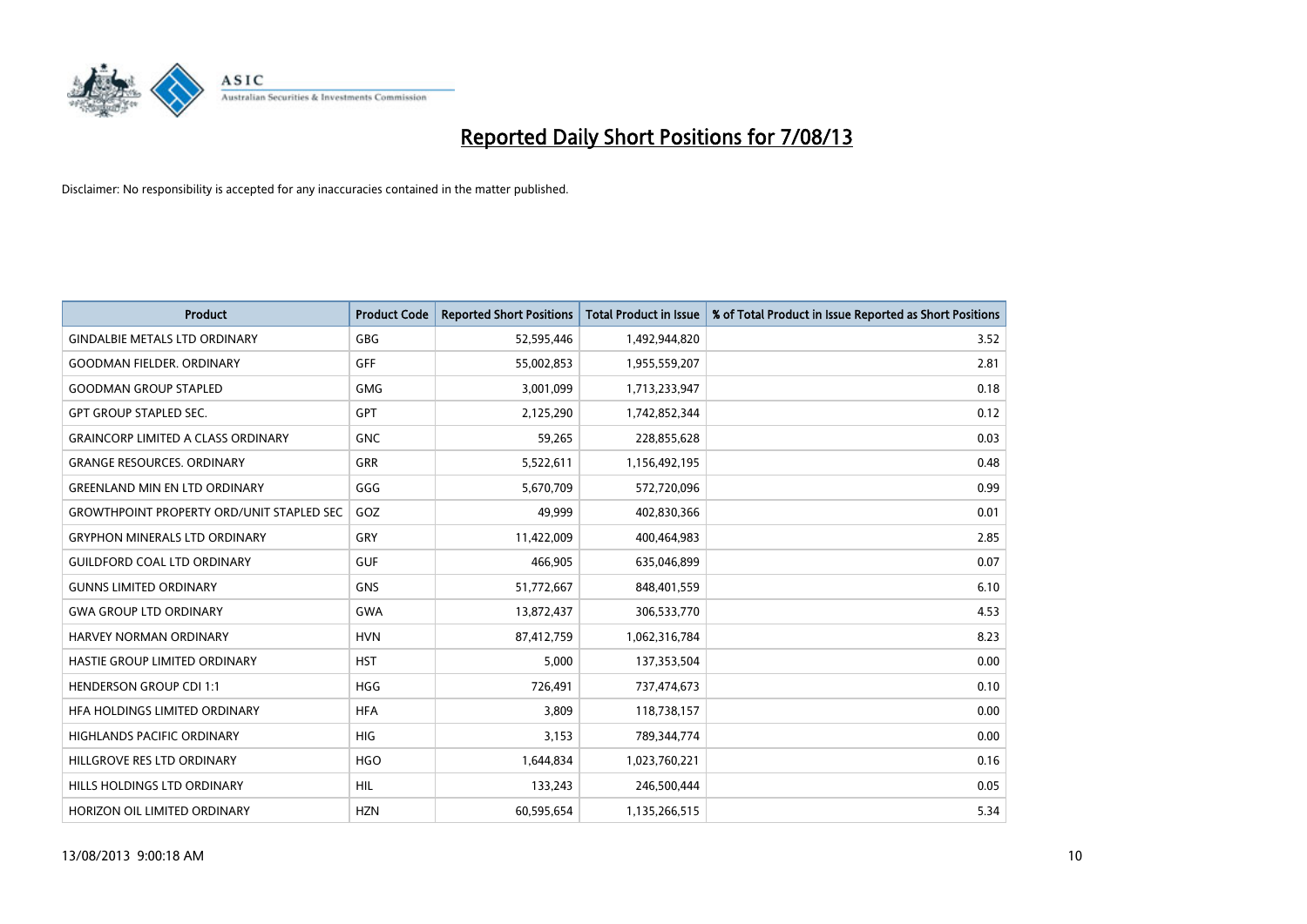# Reported Daily Short Positions for 7/08/13

Disclaimer: No responsibility is accepted for any inaccuracies contained in the matter published.

| Product | Product Code | Reported Short Positions | Total Product in Issue | % of Total Product in Issue Reported as Short Positions |
|---|---|---|---|---|
| GINDALBIE METALS LTD ORDINARY | GBG | 52,595,446 | 1,492,944,820 | 3.52 |
| GOODMAN FIELDER. ORDINARY | GFF | 55,002,853 | 1,955,559,207 | 2.81 |
| GOODMAN GROUP STAPLED | GMG | 3,001,099 | 1,713,233,947 | 0.18 |
| GPT GROUP STAPLED SEC. | GPT | 2,125,290 | 1,742,852,344 | 0.12 |
| GRAINCORP LIMITED A CLASS ORDINARY | GNC | 59,265 | 228,855,628 | 0.03 |
| GRANGE RESOURCES. ORDINARY | GRR | 5,522,611 | 1,156,492,195 | 0.48 |
| GREENLAND MIN EN LTD ORDINARY | GGG | 5,670,709 | 572,720,096 | 0.99 |
| GROWTHPOINT PROPERTY ORD/UNIT STAPLED SEC | GOZ | 49,999 | 402,830,366 | 0.01 |
| GRYPHON MINERALS LTD ORDINARY | GRY | 11,422,009 | 400,464,983 | 2.85 |
| GUILDFORD COAL LTD ORDINARY | GUF | 466,905 | 635,046,899 | 0.07 |
| GUNNS LIMITED ORDINARY | GNS | 51,772,667 | 848,401,559 | 6.10 |
| GWA GROUP LTD ORDINARY | GWA | 13,872,437 | 306,533,770 | 4.53 |
| HARVEY NORMAN ORDINARY | HVN | 87,412,759 | 1,062,316,784 | 8.23 |
| HASTIE GROUP LIMITED ORDINARY | HST | 5,000 | 137,353,504 | 0.00 |
| HENDERSON GROUP CDI 1:1 | HGG | 726,491 | 737,474,673 | 0.10 |
| HFA HOLDINGS LIMITED ORDINARY | HFA | 3,809 | 118,738,157 | 0.00 |
| HIGHLANDS PACIFIC ORDINARY | HIG | 3,153 | 789,344,774 | 0.00 |
| HILLGROVE RES LTD ORDINARY | HGO | 1,644,834 | 1,023,760,221 | 0.16 |
| HILLS HOLDINGS LTD ORDINARY | HIL | 133,243 | 246,500,444 | 0.05 |
| HORIZON OIL LIMITED ORDINARY | HZN | 60,595,654 | 1,135,266,515 | 5.34 |

13/08/2013 9:00:18 AM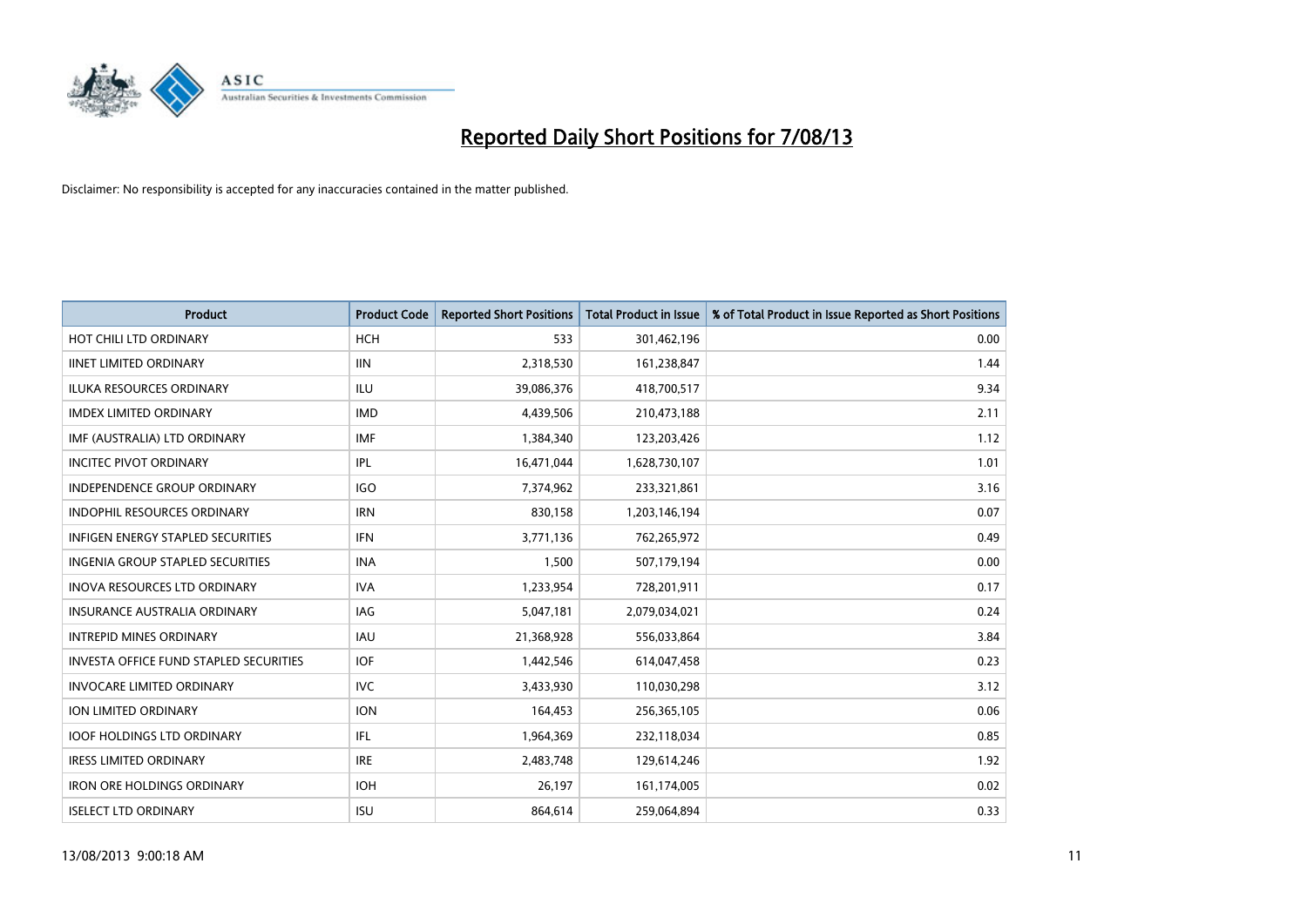# Reported Daily Short Positions for 7/08/13

Disclaimer: No responsibility is accepted for any inaccuracies contained in the matter published.

| Product | Product Code | Reported Short Positions | Total Product in Issue | % of Total Product in Issue Reported as Short Positions |
|---|---|---|---|---|
| HOT CHILI LTD ORDINARY | HCH | 533 | 301,462,196 | 0.00 |
| IINET LIMITED ORDINARY | IIN | 2,318,530 | 161,238,847 | 1.44 |
| ILUKA RESOURCES ORDINARY | ILU | 39,086,376 | 418,700,517 | 9.34 |
| IMDEX LIMITED ORDINARY | IMD | 4,439,506 | 210,473,188 | 2.11 |
| IMF (AUSTRALIA) LTD ORDINARY | IMF | 1,384,340 | 123,203,426 | 1.12 |
| INCITEC PIVOT ORDINARY | IPL | 16,471,044 | 1,628,730,107 | 1.01 |
| INDEPENDENCE GROUP ORDINARY | IGO | 7,374,962 | 233,321,861 | 3.16 |
| INDOPHIL RESOURCES ORDINARY | IRN | 830,158 | 1,203,146,194 | 0.07 |
| INFIGEN ENERGY STAPLED SECURITIES | IFN | 3,771,136 | 762,265,972 | 0.49 |
| INGENIA GROUP STAPLED SECURITIES | INA | 1,500 | 507,179,194 | 0.00 |
| INOVA RESOURCES LTD ORDINARY | IVA | 1,233,954 | 728,201,911 | 0.17 |
| INSURANCE AUSTRALIA ORDINARY | IAG | 5,047,181 | 2,079,034,021 | 0.24 |
| INTREPID MINES ORDINARY | IAU | 21,368,928 | 556,033,864 | 3.84 |
| INVESTA OFFICE FUND STAPLED SECURITIES | IOF | 1,442,546 | 614,047,458 | 0.23 |
| INVOCARE LIMITED ORDINARY | IVC | 3,433,930 | 110,030,298 | 3.12 |
| ION LIMITED ORDINARY | ION | 164,453 | 256,365,105 | 0.06 |
| IOOF HOLDINGS LTD ORDINARY | IFL | 1,964,369 | 232,118,034 | 0.85 |
| IRESS LIMITED ORDINARY | IRE | 2,483,748 | 129,614,246 | 1.92 |
| IRON ORE HOLDINGS ORDINARY | IOH | 26,197 | 161,174,005 | 0.02 |
| ISELECT LTD ORDINARY | ISU | 864,614 | 259,064,894 | 0.33 |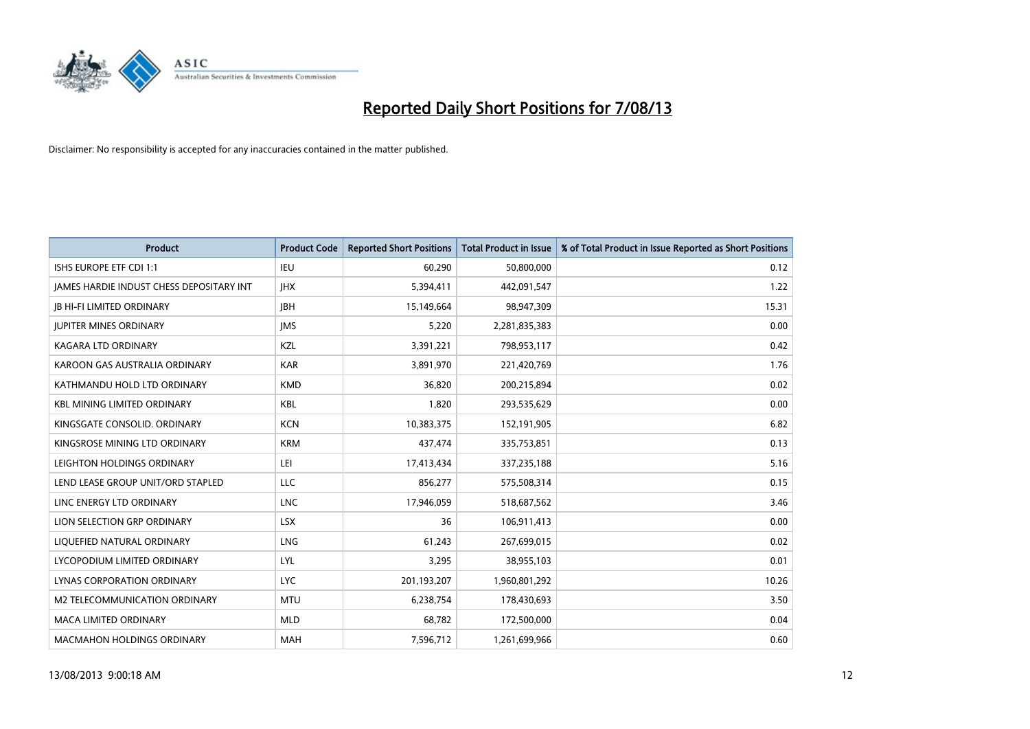# Reported Daily Short Positions for 7/08/13

Disclaimer: No responsibility is accepted for any inaccuracies contained in the matter published.

| Product | Product Code | Reported Short Positions | Total Product in Issue | % of Total Product in Issue Reported as Short Positions |
|---|---|---|---|---|
| ISHS EUROPE ETF CDI 1:1 | IEU | 60,290 | 50,800,000 | 0.12 |
| JAMES HARDIE INDUST CHESS DEPOSITARY INT | JHX | 5,394,411 | 442,091,547 | 1.22 |
| JB HI-FI LIMITED ORDINARY | JBH | 15,149,664 | 98,947,309 | 15.31 |
| JUPITER MINES ORDINARY | JMS | 5,220 | 2,281,835,383 | 0.00 |
| KAGARA LTD ORDINARY | KZL | 3,391,221 | 798,953,117 | 0.42 |
| KAROON GAS AUSTRALIA ORDINARY | KAR | 3,891,970 | 221,420,769 | 1.76 |
| KATHMANDU HOLD LTD ORDINARY | KMD | 36,820 | 200,215,894 | 0.02 |
| KBL MINING LIMITED ORDINARY | KBL | 1,820 | 293,535,629 | 0.00 |
| KINGSGATE CONSOLID. ORDINARY | KCN | 10,383,375 | 152,191,905 | 6.82 |
| KINGSROSE MINING LTD ORDINARY | KRM | 437,474 | 335,753,851 | 0.13 |
| LEIGHTON HOLDINGS ORDINARY | LEI | 17,413,434 | 337,235,188 | 5.16 |
| LEND LEASE GROUP UNIT/ORD STAPLED | LLC | 856,277 | 575,508,314 | 0.15 |
| LINC ENERGY LTD ORDINARY | LNC | 17,946,059 | 518,687,562 | 3.46 |
| LION SELECTION GRP ORDINARY | LSX | 36 | 106,911,413 | 0.00 |
| LIQUEFIED NATURAL ORDINARY | LNG | 61,243 | 267,699,015 | 0.02 |
| LYCOPODIUM LIMITED ORDINARY | LYL | 3,295 | 38,955,103 | 0.01 |
| LYNAS CORPORATION ORDINARY | LYC | 201,193,207 | 1,960,801,292 | 10.26 |
| M2 TELECOMMUNICATION ORDINARY | MTU | 6,238,754 | 178,430,693 | 3.50 |
| MACA LIMITED ORDINARY | MLD | 68,782 | 172,500,000 | 0.04 |
| MACMAHON HOLDINGS ORDINARY | MAH | 7,596,712 | 1,261,699,966 | 0.60 |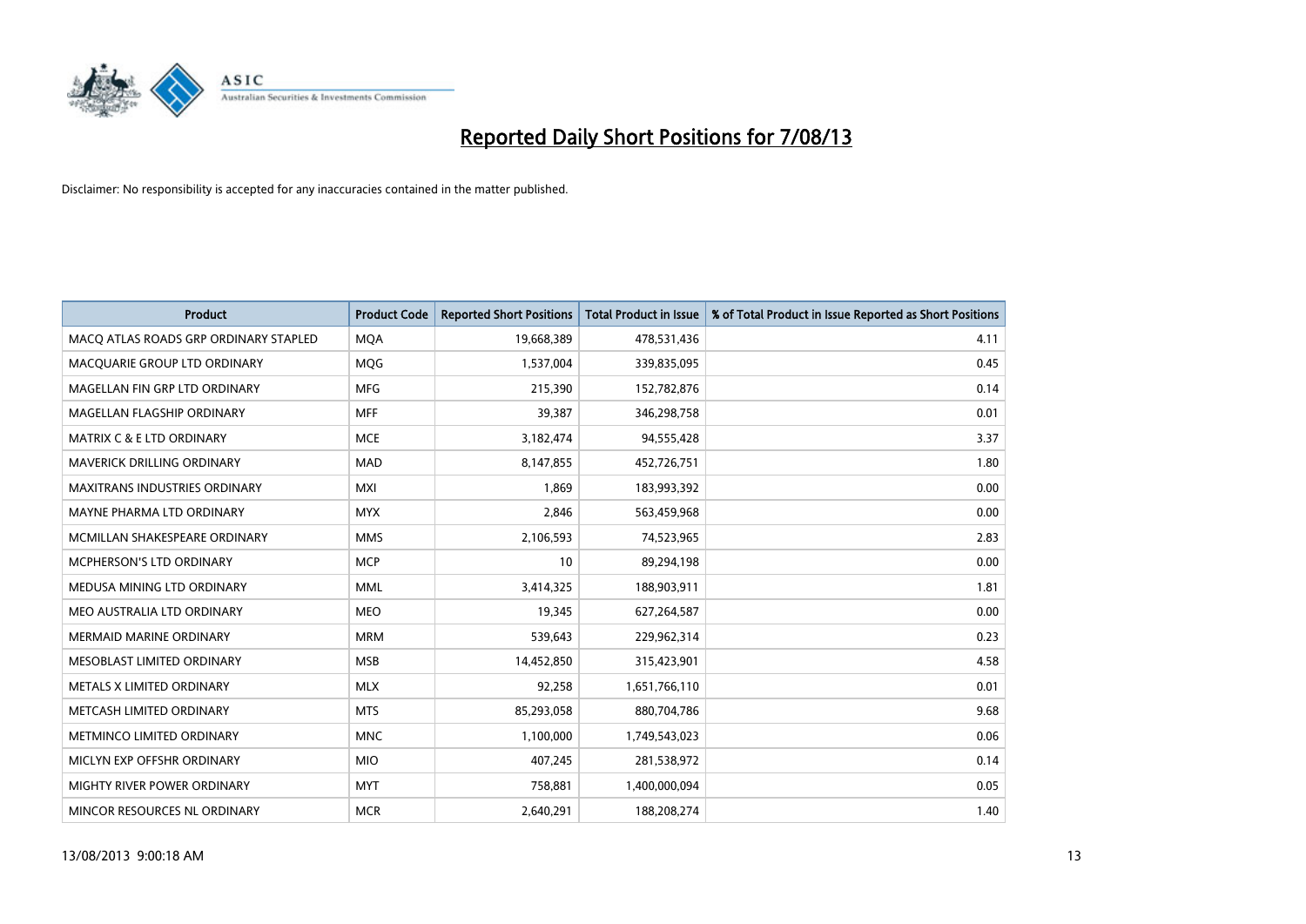# Reported Daily Short Positions for 7/08/13

Disclaimer: No responsibility is accepted for any inaccuracies contained in the matter published.

| Product | Product Code | Reported Short Positions | Total Product in Issue | % of Total Product in Issue Reported as Short Positions |
|---|---|---|---|---|
| MACQ ATLAS ROADS GRP ORDINARY STAPLED | MQA | 19,668,389 | 478,531,436 | 4.11 |
| MACQUARIE GROUP LTD ORDINARY | MQG | 1,537,004 | 339,835,095 | 0.45 |
| MAGELLAN FIN GRP LTD ORDINARY | MFG | 215,390 | 152,782,876 | 0.14 |
| MAGELLAN FLAGSHIP ORDINARY | MFF | 39,387 | 346,298,758 | 0.01 |
| MATRIX C & E LTD ORDINARY | MCE | 3,182,474 | 94,555,428 | 3.37 |
| MAVERICK DRILLING ORDINARY | MAD | 8,147,855 | 452,726,751 | 1.80 |
| MAXITRANS INDUSTRIES ORDINARY | MXI | 1,869 | 183,993,392 | 0.00 |
| MAYNE PHARMA LTD ORDINARY | MYX | 2,846 | 563,459,968 | 0.00 |
| MCMILLAN SHAKESPEARE ORDINARY | MMS | 2,106,593 | 74,523,965 | 2.83 |
| MCPHERSON'S LTD ORDINARY | MCP | 10 | 89,294,198 | 0.00 |
| MEDUSA MINING LTD ORDINARY | MML | 3,414,325 | 188,903,911 | 1.81 |
| MEO AUSTRALIA LTD ORDINARY | MEO | 19,345 | 627,264,587 | 0.00 |
| MERMAID MARINE ORDINARY | MRM | 539,643 | 229,962,314 | 0.23 |
| MESOBLAST LIMITED ORDINARY | MSB | 14,452,850 | 315,423,901 | 4.58 |
| METALS X LIMITED ORDINARY | MLX | 92,258 | 1,651,766,110 | 0.01 |
| METCASH LIMITED ORDINARY | MTS | 85,293,058 | 880,704,786 | 9.68 |
| METMINCO LIMITED ORDINARY | MNC | 1,100,000 | 1,749,543,023 | 0.06 |
| MICLYN EXP OFFSHR ORDINARY | MIO | 407,245 | 281,538,972 | 0.14 |
| MIGHTY RIVER POWER ORDINARY | MYT | 758,881 | 1,400,000,094 | 0.05 |
| MINCOR RESOURCES NL ORDINARY | MCR | 2,640,291 | 188,208,274 | 1.40 |

13/08/2013 9:00:18 AM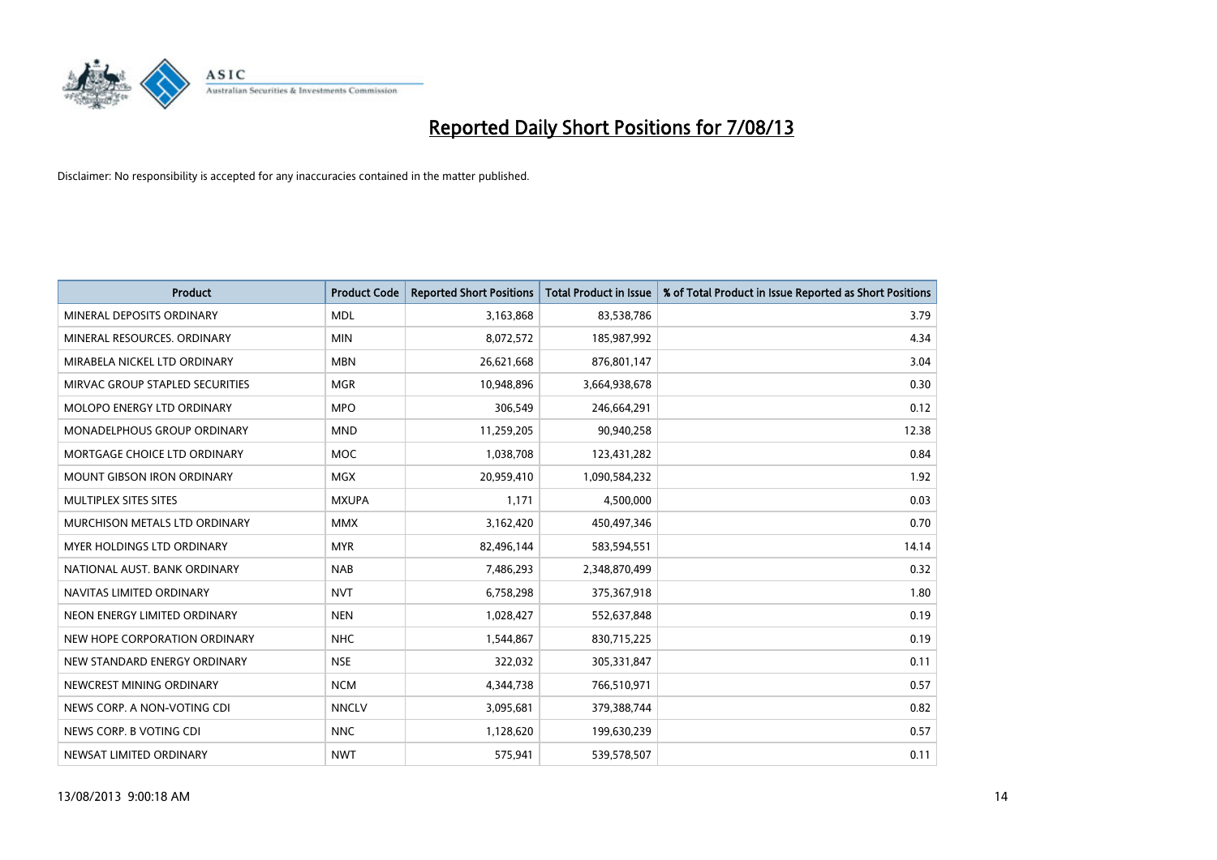# Reported Daily Short Positions for 7/08/13

Disclaimer: No responsibility is accepted for any inaccuracies contained in the matter published.

| Product | Product Code | Reported Short Positions | Total Product in Issue | % of Total Product in Issue Reported as Short Positions |
|---|---|---|---|---|
| MINERAL DEPOSITS ORDINARY | MDL | 3,163,868 | 83,538,786 | 3.79 |
| MINERAL RESOURCES. ORDINARY | MIN | 8,072,572 | 185,987,992 | 4.34 |
| MIRABELA NICKEL LTD ORDINARY | MBN | 26,621,668 | 876,801,147 | 3.04 |
| MIRVAC GROUP STAPLED SECURITIES | MGR | 10,948,896 | 3,664,938,678 | 0.30 |
| MOLOPO ENERGY LTD ORDINARY | MPO | 306,549 | 246,664,291 | 0.12 |
| MONADELPHOUS GROUP ORDINARY | MND | 11,259,205 | 90,940,258 | 12.38 |
| MORTGAGE CHOICE LTD ORDINARY | MOC | 1,038,708 | 123,431,282 | 0.84 |
| MOUNT GIBSON IRON ORDINARY | MGX | 20,959,410 | 1,090,584,232 | 1.92 |
| MULTIPLEX SITES SITES | MXUPA | 1,171 | 4,500,000 | 0.03 |
| MURCHISON METALS LTD ORDINARY | MMX | 3,162,420 | 450,497,346 | 0.70 |
| MYER HOLDINGS LTD ORDINARY | MYR | 82,496,144 | 583,594,551 | 14.14 |
| NATIONAL AUST. BANK ORDINARY | NAB | 7,486,293 | 2,348,870,499 | 0.32 |
| NAVITAS LIMITED ORDINARY | NVT | 6,758,298 | 375,367,918 | 1.80 |
| NEON ENERGY LIMITED ORDINARY | NEN | 1,028,427 | 552,637,848 | 0.19 |
| NEW HOPE CORPORATION ORDINARY | NHC | 1,544,867 | 830,715,225 | 0.19 |
| NEW STANDARD ENERGY ORDINARY | NSE | 322,032 | 305,331,847 | 0.11 |
| NEWCREST MINING ORDINARY | NCM | 4,344,738 | 766,510,971 | 0.57 |
| NEWS CORP. A NON-VOTING CDI | NNCLV | 3,095,681 | 379,388,744 | 0.82 |
| NEWS CORP. B VOTING CDI | NNC | 1,128,620 | 199,630,239 | 0.57 |
| NEWSAT LIMITED ORDINARY | NWT | 575,941 | 539,578,507 | 0.11 |

13/08/2013 9:00:18 AM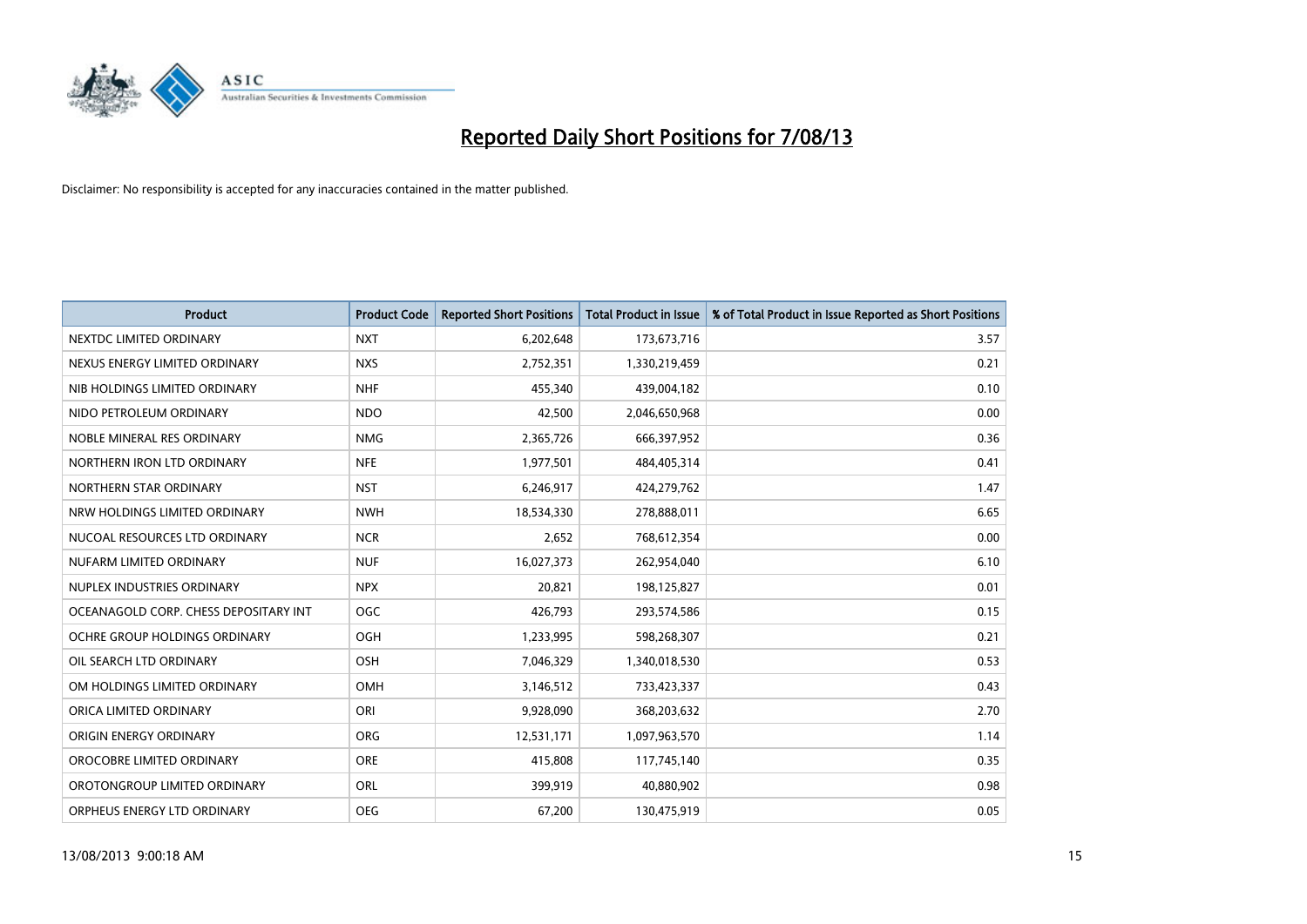# Reported Daily Short Positions for 7/08/13

Disclaimer: No responsibility is accepted for any inaccuracies contained in the matter published.

| Product | Product Code | Reported Short Positions | Total Product in Issue | % of Total Product in Issue Reported as Short Positions |
|---|---|---|---|---|
| NEXTDC LIMITED ORDINARY | NXT | 6,202,648 | 173,673,716 | 3.57 |
| NEXUS ENERGY LIMITED ORDINARY | NXS | 2,752,351 | 1,330,219,459 | 0.21 |
| NIB HOLDINGS LIMITED ORDINARY | NHF | 455,340 | 439,004,182 | 0.10 |
| NIDO PETROLEUM ORDINARY | NDO | 42,500 | 2,046,650,968 | 0.00 |
| NOBLE MINERAL RES ORDINARY | NMG | 2,365,726 | 666,397,952 | 0.36 |
| NORTHERN IRON LTD ORDINARY | NFE | 1,977,501 | 484,405,314 | 0.41 |
| NORTHERN STAR ORDINARY | NST | 6,246,917 | 424,279,762 | 1.47 |
| NRW HOLDINGS LIMITED ORDINARY | NWH | 18,534,330 | 278,888,011 | 6.65 |
| NUCOAL RESOURCES LTD ORDINARY | NCR | 2,652 | 768,612,354 | 0.00 |
| NUFARM LIMITED ORDINARY | NUF | 16,027,373 | 262,954,040 | 6.10 |
| NUPLEX INDUSTRIES ORDINARY | NPX | 20,821 | 198,125,827 | 0.01 |
| OCEANAGOLD CORP. CHESS DEPOSITARY INT | OGC | 426,793 | 293,574,586 | 0.15 |
| OCHRE GROUP HOLDINGS ORDINARY | OGH | 1,233,995 | 598,268,307 | 0.21 |
| OIL SEARCH LTD ORDINARY | OSH | 7,046,329 | 1,340,018,530 | 0.53 |
| OM HOLDINGS LIMITED ORDINARY | OMH | 3,146,512 | 733,423,337 | 0.43 |
| ORICA LIMITED ORDINARY | ORI | 9,928,090 | 368,203,632 | 2.70 |
| ORIGIN ENERGY ORDINARY | ORG | 12,531,171 | 1,097,963,570 | 1.14 |
| OROCOBRE LIMITED ORDINARY | ORE | 415,808 | 117,745,140 | 0.35 |
| OROTONGROUP LIMITED ORDINARY | ORL | 399,919 | 40,880,902 | 0.98 |
| ORPHEUS ENERGY LTD ORDINARY | OEG | 67,200 | 130,475,919 | 0.05 |

13/08/2013 9:00:18 AM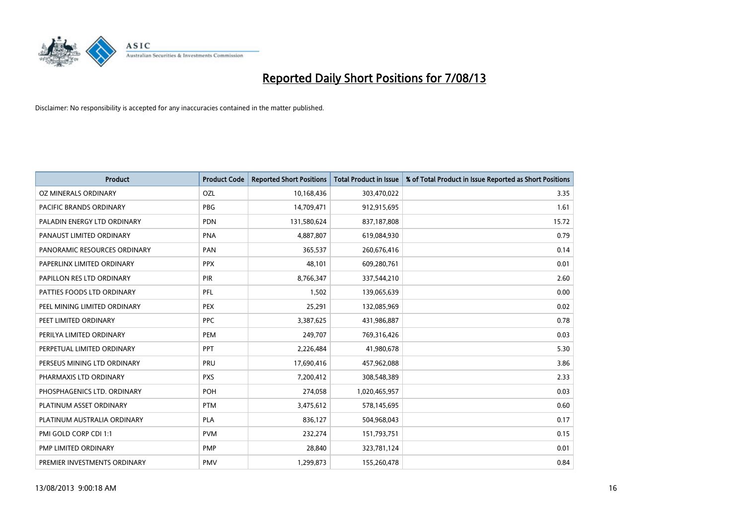# Reported Daily Short Positions for 7/08/13

Disclaimer: No responsibility is accepted for any inaccuracies contained in the matter published.

| Product | Product Code | Reported Short Positions | Total Product in Issue | % of Total Product in Issue Reported as Short Positions |
|---|---|---|---|---|
| OZ MINERALS ORDINARY | OZL | 10,168,436 | 303,470,022 | 3.35 |
| PACIFIC BRANDS ORDINARY | PBG | 14,709,471 | 912,915,695 | 1.61 |
| PALADIN ENERGY LTD ORDINARY | PDN | 131,580,624 | 837,187,808 | 15.72 |
| PANAUST LIMITED ORDINARY | PNA | 4,887,807 | 619,084,930 | 0.79 |
| PANORAMIC RESOURCES ORDINARY | PAN | 365,537 | 260,676,416 | 0.14 |
| PAPERLINX LIMITED ORDINARY | PPX | 48,101 | 609,280,761 | 0.01 |
| PAPILLON RES LTD ORDINARY | PIR | 8,766,347 | 337,544,210 | 2.60 |
| PATTIES FOODS LTD ORDINARY | PFL | 1,502 | 139,065,639 | 0.00 |
| PEEL MINING LIMITED ORDINARY | PEX | 25,291 | 132,085,969 | 0.02 |
| PEET LIMITED ORDINARY | PPC | 3,387,625 | 431,986,887 | 0.78 |
| PERILYA LIMITED ORDINARY | PEM | 249,707 | 769,316,426 | 0.03 |
| PERPETUAL LIMITED ORDINARY | PPT | 2,226,484 | 41,980,678 | 5.30 |
| PERSEUS MINING LTD ORDINARY | PRU | 17,690,416 | 457,962,088 | 3.86 |
| PHARMAXIS LTD ORDINARY | PXS | 7,200,412 | 308,548,389 | 2.33 |
| PHOSPHAGENICS LTD. ORDINARY | POH | 274,058 | 1,020,465,957 | 0.03 |
| PLATINUM ASSET ORDINARY | PTM | 3,475,612 | 578,145,695 | 0.60 |
| PLATINUM AUSTRALIA ORDINARY | PLA | 836,127 | 504,968,043 | 0.17 |
| PMI GOLD CORP CDI 1:1 | PVM | 232,274 | 151,793,751 | 0.15 |
| PMP LIMITED ORDINARY | PMP | 28,840 | 323,781,124 | 0.01 |
| PREMIER INVESTMENTS ORDINARY | PMV | 1,299,873 | 155,260,478 | 0.84 |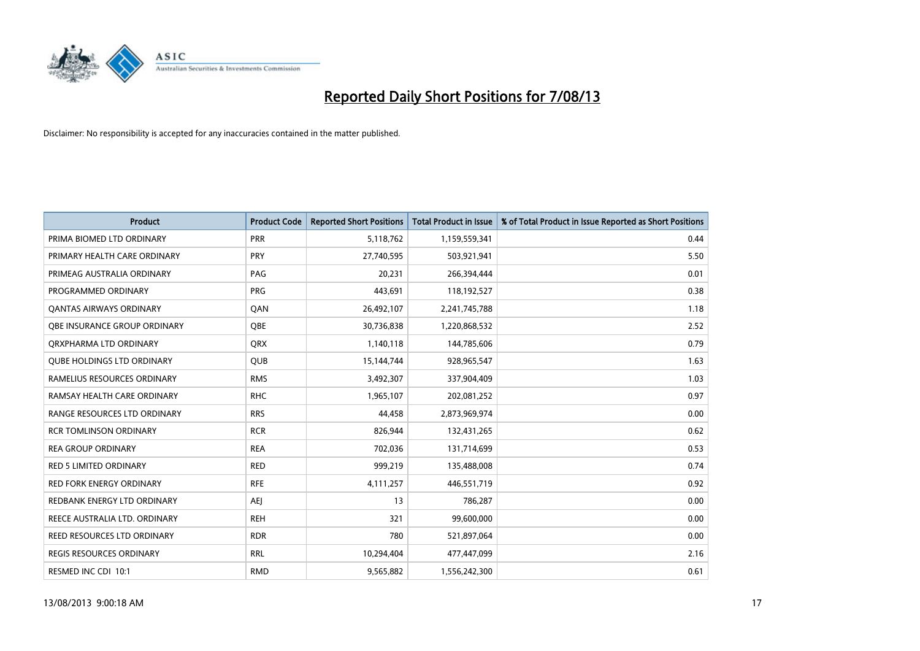# Reported Daily Short Positions for 7/08/13

Disclaimer: No responsibility is accepted for any inaccuracies contained in the matter published.

| Product | Product Code | Reported Short Positions | Total Product in Issue | % of Total Product in Issue Reported as Short Positions |
|---|---|---|---|---|
| PRIMA BIOMED LTD ORDINARY | PRR | 5,118,762 | 1,159,559,341 | 0.44 |
| PRIMARY HEALTH CARE ORDINARY | PRY | 27,740,595 | 503,921,941 | 5.50 |
| PRIMEAG AUSTRALIA ORDINARY | PAG | 20,231 | 266,394,444 | 0.01 |
| PROGRAMMED ORDINARY | PRG | 443,691 | 118,192,527 | 0.38 |
| QANTAS AIRWAYS ORDINARY | QAN | 26,492,107 | 2,241,745,788 | 1.18 |
| QBE INSURANCE GROUP ORDINARY | QBE | 30,736,838 | 1,220,868,532 | 2.52 |
| QRXPHARMA LTD ORDINARY | QRX | 1,140,118 | 144,785,606 | 0.79 |
| QUBE HOLDINGS LTD ORDINARY | QUB | 15,144,744 | 928,965,547 | 1.63 |
| RAMELIUS RESOURCES ORDINARY | RMS | 3,492,307 | 337,904,409 | 1.03 |
| RAMSAY HEALTH CARE ORDINARY | RHC | 1,965,107 | 202,081,252 | 0.97 |
| RANGE RESOURCES LTD ORDINARY | RRS | 44,458 | 2,873,969,974 | 0.00 |
| RCR TOMLINSON ORDINARY | RCR | 826,944 | 132,431,265 | 0.62 |
| REA GROUP ORDINARY | REA | 702,036 | 131,714,699 | 0.53 |
| RED 5 LIMITED ORDINARY | RED | 999,219 | 135,488,008 | 0.74 |
| RED FORK ENERGY ORDINARY | RFE | 4,111,257 | 446,551,719 | 0.92 |
| REDBANK ENERGY LTD ORDINARY | AEJ | 13 | 786,287 | 0.00 |
| REECE AUSTRALIA LTD. ORDINARY | REH | 321 | 99,600,000 | 0.00 |
| REED RESOURCES LTD ORDINARY | RDR | 780 | 521,897,064 | 0.00 |
| REGIS RESOURCES ORDINARY | RRL | 10,294,404 | 477,447,099 | 2.16 |
| RESMED INC CDI 10:1 | RMD | 9,565,882 | 1,556,242,300 | 0.61 |

13/08/2013 9:00:18 AM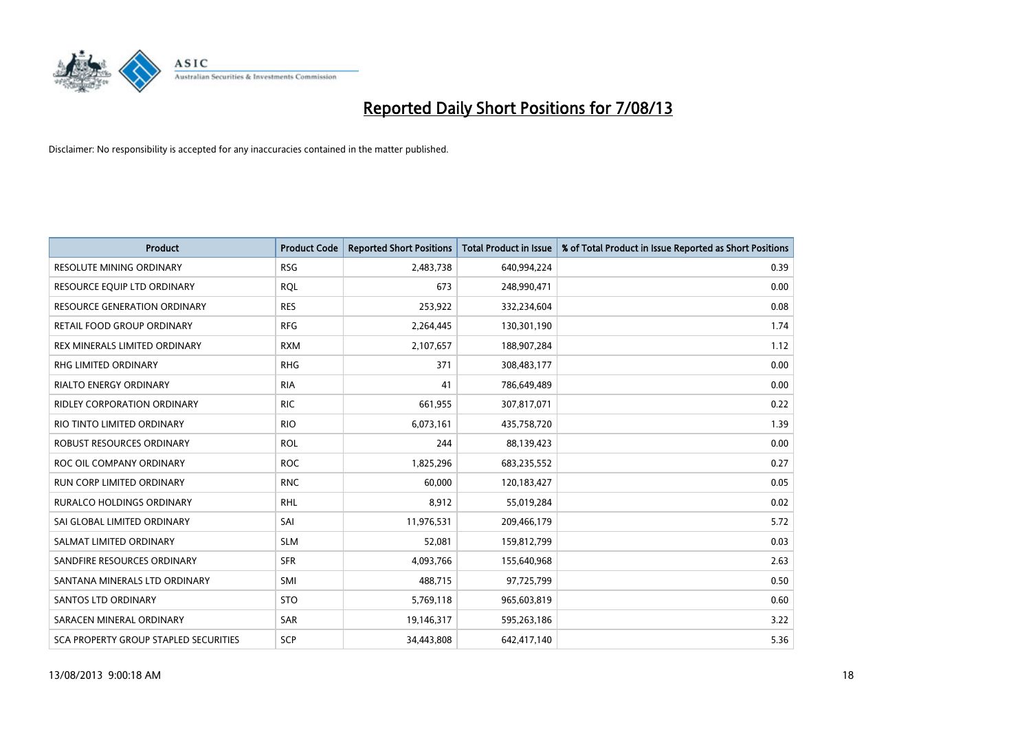# Reported Daily Short Positions for 7/08/13

Disclaimer: No responsibility is accepted for any inaccuracies contained in the matter published.

| Product | Product Code | Reported Short Positions | Total Product in Issue | % of Total Product in Issue Reported as Short Positions |
|---|---|---|---|---|
| RESOLUTE MINING ORDINARY | RSG | 2,483,738 | 640,994,224 | 0.39 |
| RESOURCE EQUIP LTD ORDINARY | RQL | 673 | 248,990,471 | 0.00 |
| RESOURCE GENERATION ORDINARY | RES | 253,922 | 332,234,604 | 0.08 |
| RETAIL FOOD GROUP ORDINARY | RFG | 2,264,445 | 130,301,190 | 1.74 |
| REX MINERALS LIMITED ORDINARY | RXM | 2,107,657 | 188,907,284 | 1.12 |
| RHG LIMITED ORDINARY | RHG | 371 | 308,483,177 | 0.00 |
| RIALTO ENERGY ORDINARY | RIA | 41 | 786,649,489 | 0.00 |
| RIDLEY CORPORATION ORDINARY | RIC | 661,955 | 307,817,071 | 0.22 |
| RIO TINTO LIMITED ORDINARY | RIO | 6,073,161 | 435,758,720 | 1.39 |
| ROBUST RESOURCES ORDINARY | ROL | 244 | 88,139,423 | 0.00 |
| ROC OIL COMPANY ORDINARY | ROC | 1,825,296 | 683,235,552 | 0.27 |
| RUN CORP LIMITED ORDINARY | RNC | 60,000 | 120,183,427 | 0.05 |
| RURALCO HOLDINGS ORDINARY | RHL | 8,912 | 55,019,284 | 0.02 |
| SAI GLOBAL LIMITED ORDINARY | SAI | 11,976,531 | 209,466,179 | 5.72 |
| SALMAT LIMITED ORDINARY | SLM | 52,081 | 159,812,799 | 0.03 |
| SANDFIRE RESOURCES ORDINARY | SFR | 4,093,766 | 155,640,968 | 2.63 |
| SANTANA MINERALS LTD ORDINARY | SMI | 488,715 | 97,725,799 | 0.50 |
| SANTOS LTD ORDINARY | STO | 5,769,118 | 965,603,819 | 0.60 |
| SARACEN MINERAL ORDINARY | SAR | 19,146,317 | 595,263,186 | 3.22 |
| SCA PROPERTY GROUP STAPLED SECURITIES | SCP | 34,443,808 | 642,417,140 | 5.36 |

13/08/2013 9:00:18 AM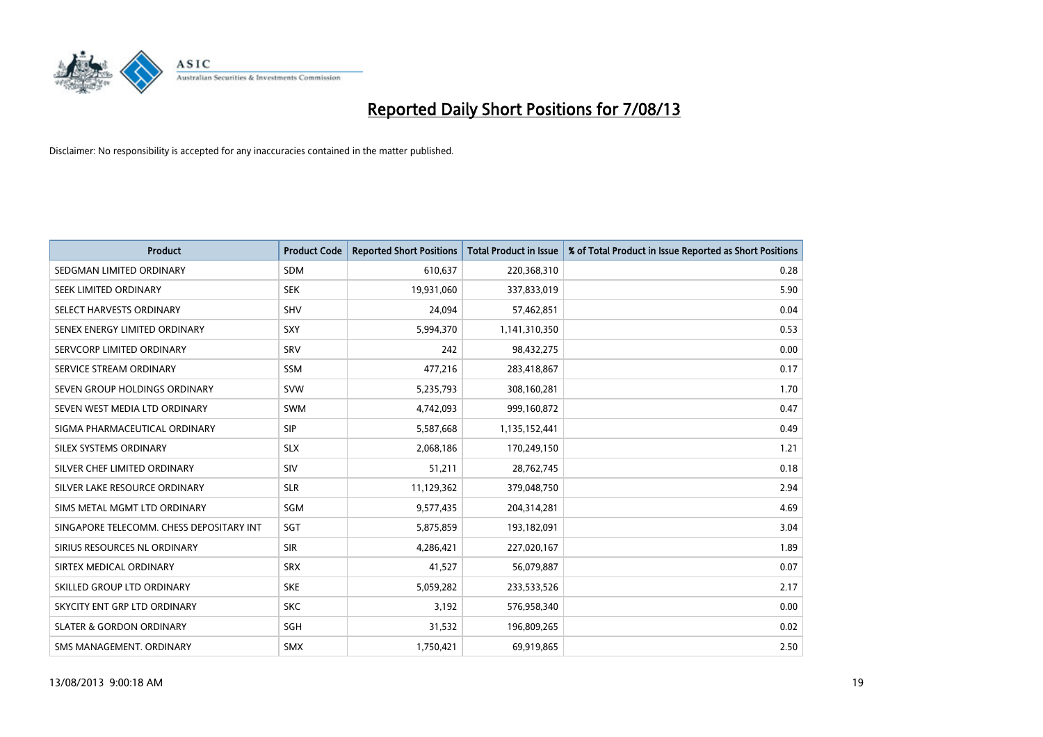# Reported Daily Short Positions for 7/08/13

Disclaimer: No responsibility is accepted for any inaccuracies contained in the matter published.

| Product | Product Code | Reported Short Positions | Total Product in Issue | % of Total Product in Issue Reported as Short Positions |
|---|---|---|---|---|
| SEDGMAN LIMITED ORDINARY | SDM | 610,637 | 220,368,310 | 0.28 |
| SEEK LIMITED ORDINARY | SEK | 19,931,060 | 337,833,019 | 5.90 |
| SELECT HARVESTS ORDINARY | SHV | 24,094 | 57,462,851 | 0.04 |
| SENEX ENERGY LIMITED ORDINARY | SXY | 5,994,370 | 1,141,310,350 | 0.53 |
| SERVCORP LIMITED ORDINARY | SRV | 242 | 98,432,275 | 0.00 |
| SERVICE STREAM ORDINARY | SSM | 477,216 | 283,418,867 | 0.17 |
| SEVEN GROUP HOLDINGS ORDINARY | SVW | 5,235,793 | 308,160,281 | 1.70 |
| SEVEN WEST MEDIA LTD ORDINARY | SWM | 4,742,093 | 999,160,872 | 0.47 |
| SIGMA PHARMACEUTICAL ORDINARY | SIP | 5,587,668 | 1,135,152,441 | 0.49 |
| SILEX SYSTEMS ORDINARY | SLX | 2,068,186 | 170,249,150 | 1.21 |
| SILVER CHEF LIMITED ORDINARY | SIV | 51,211 | 28,762,745 | 0.18 |
| SILVER LAKE RESOURCE ORDINARY | SLR | 11,129,362 | 379,048,750 | 2.94 |
| SIMS METAL MGMT LTD ORDINARY | SGM | 9,577,435 | 204,314,281 | 4.69 |
| SINGAPORE TELECOMM. CHESS DEPOSITARY INT | SGT | 5,875,859 | 193,182,091 | 3.04 |
| SIRIUS RESOURCES NL ORDINARY | SIR | 4,286,421 | 227,020,167 | 1.89 |
| SIRTEX MEDICAL ORDINARY | SRX | 41,527 | 56,079,887 | 0.07 |
| SKILLED GROUP LTD ORDINARY | SKE | 5,059,282 | 233,533,526 | 2.17 |
| SKYCITY ENT GRP LTD ORDINARY | SKC | 3,192 | 576,958,340 | 0.00 |
| SLATER & GORDON ORDINARY | SGH | 31,532 | 196,809,265 | 0.02 |
| SMS MANAGEMENT. ORDINARY | SMX | 1,750,421 | 69,919,865 | 2.50 |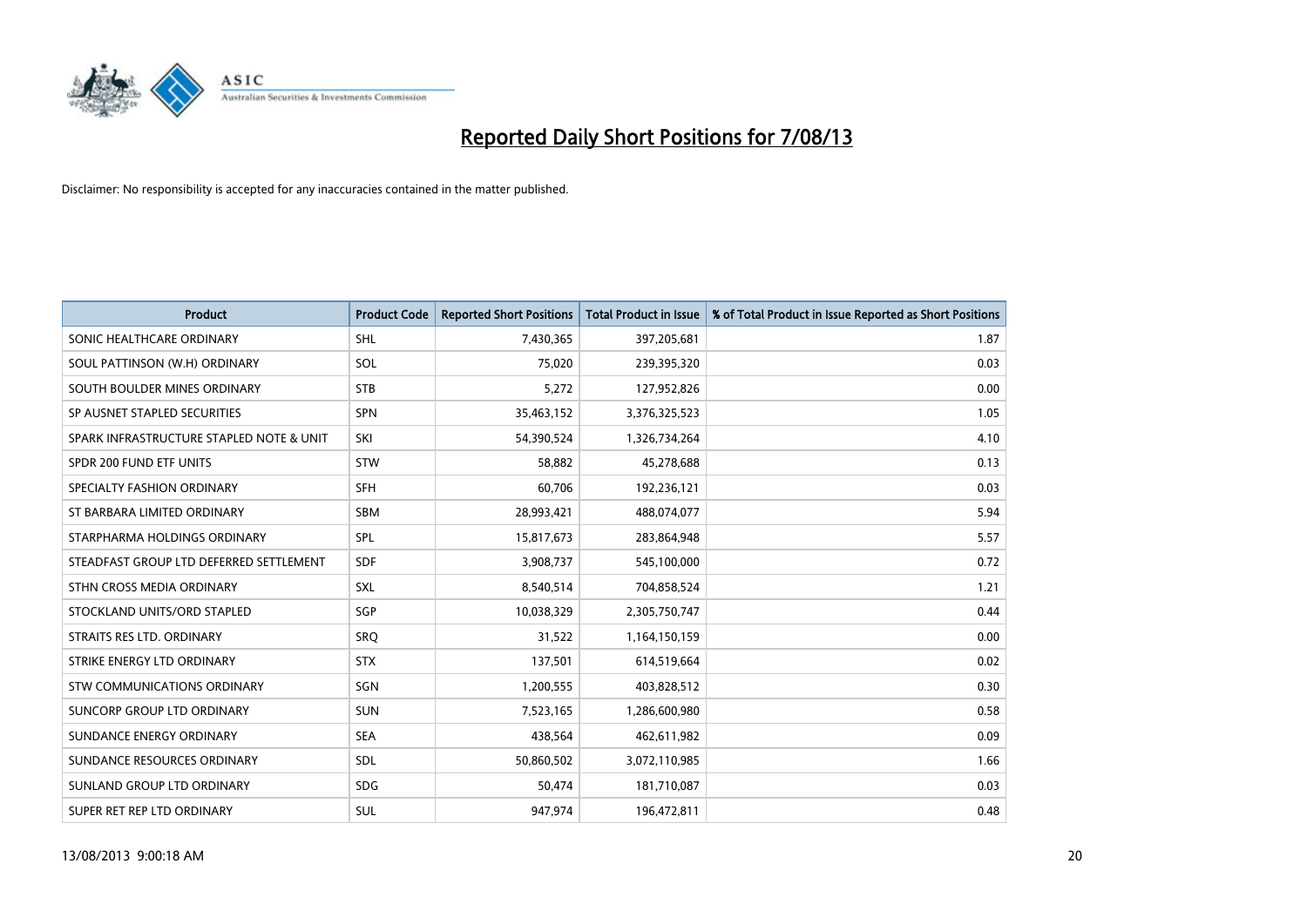# Reported Daily Short Positions for 7/08/13

Disclaimer: No responsibility is accepted for any inaccuracies contained in the matter published.

| Product | Product Code | Reported Short Positions | Total Product in Issue | % of Total Product in Issue Reported as Short Positions |
|---|---|---|---|---|
| SONIC HEALTHCARE ORDINARY | SHL | 7,430,365 | 397,205,681 | 1.87 |
| SOUL PATTINSON (W.H) ORDINARY | SOL | 75,020 | 239,395,320 | 0.03 |
| SOUTH BOULDER MINES ORDINARY | STB | 5,272 | 127,952,826 | 0.00 |
| SP AUSNET STAPLED SECURITIES | SPN | 35,463,152 | 3,376,325,523 | 1.05 |
| SPARK INFRASTRUCTURE STAPLED NOTE & UNIT | SKI | 54,390,524 | 1,326,734,264 | 4.10 |
| SPDR 200 FUND ETF UNITS | STW | 58,882 | 45,278,688 | 0.13 |
| SPECIALTY FASHION ORDINARY | SFH | 60,706 | 192,236,121 | 0.03 |
| ST BARBARA LIMITED ORDINARY | SBM | 28,993,421 | 488,074,077 | 5.94 |
| STARPHARMA HOLDINGS ORDINARY | SPL | 15,817,673 | 283,864,948 | 5.57 |
| STEADFAST GROUP LTD DEFERRED SETTLEMENT | SDF | 3,908,737 | 545,100,000 | 0.72 |
| STHN CROSS MEDIA ORDINARY | SXL | 8,540,514 | 704,858,524 | 1.21 |
| STOCKLAND UNITS/ORD STAPLED | SGP | 10,038,329 | 2,305,750,747 | 0.44 |
| STRAITS RES LTD. ORDINARY | SRQ | 31,522 | 1,164,150,159 | 0.00 |
| STRIKE ENERGY LTD ORDINARY | STX | 137,501 | 614,519,664 | 0.02 |
| STW COMMUNICATIONS ORDINARY | SGN | 1,200,555 | 403,828,512 | 0.30 |
| SUNCORP GROUP LTD ORDINARY | SUN | 7,523,165 | 1,286,600,980 | 0.58 |
| SUNDANCE ENERGY ORDINARY | SEA | 438,564 | 462,611,982 | 0.09 |
| SUNDANCE RESOURCES ORDINARY | SDL | 50,860,502 | 3,072,110,985 | 1.66 |
| SUNLAND GROUP LTD ORDINARY | SDG | 50,474 | 181,710,087 | 0.03 |
| SUPER RET REP LTD ORDINARY | SUL | 947,974 | 196,472,811 | 0.48 |

13/08/2013 9:00:18 AM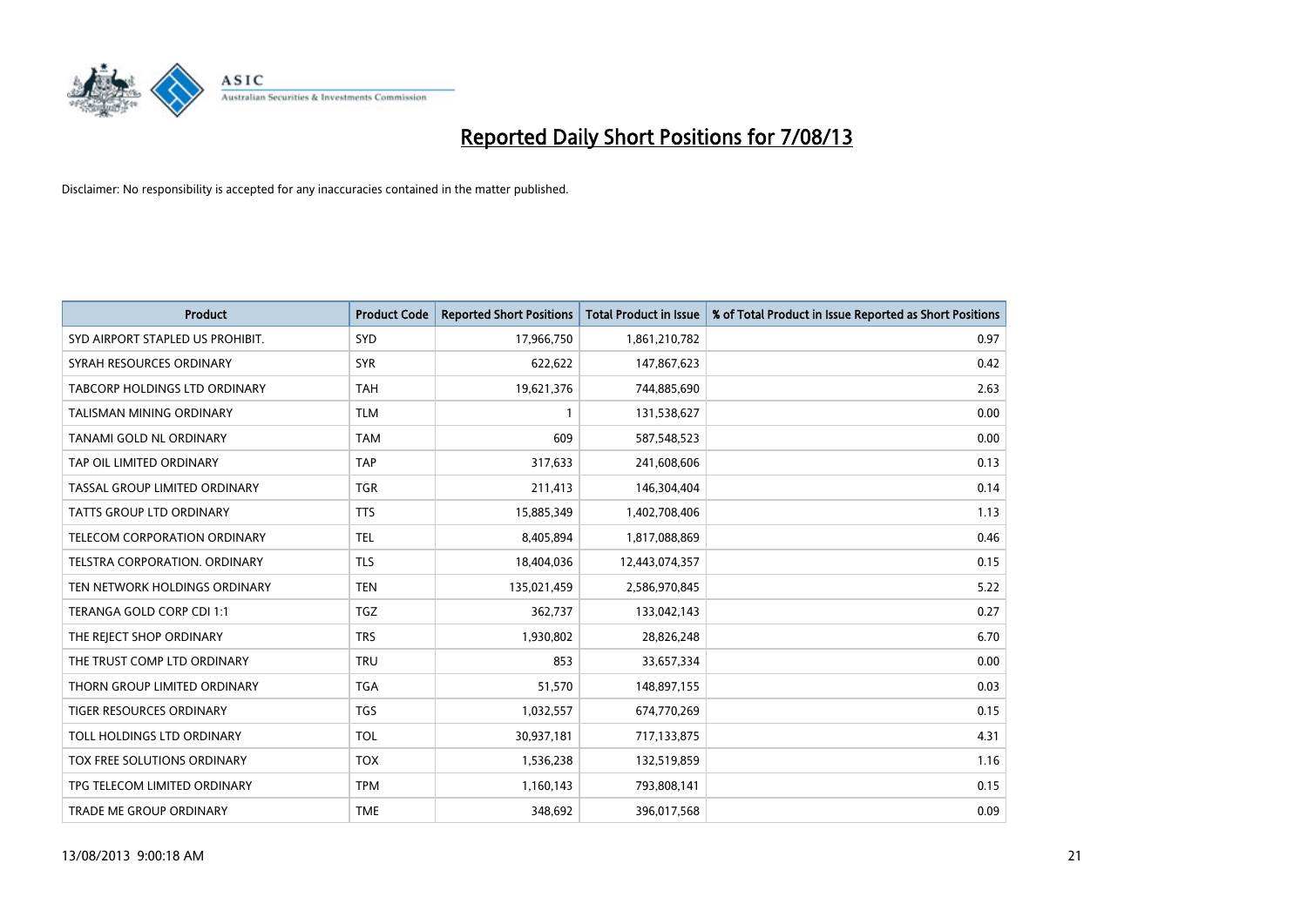# Reported Daily Short Positions for 7/08/13

Disclaimer: No responsibility is accepted for any inaccuracies contained in the matter published.

| Product | Product Code | Reported Short Positions | Total Product in Issue | % of Total Product in Issue Reported as Short Positions |
|---|---|---|---|---|
| SYD AIRPORT STAPLED US PROHIBIT. | SYD | 17,966,750 | 1,861,210,782 | 0.97 |
| SYRAH RESOURCES ORDINARY | SYR | 622,622 | 147,867,623 | 0.42 |
| TABCORP HOLDINGS LTD ORDINARY | TAH | 19,621,376 | 744,885,690 | 2.63 |
| TALISMAN MINING ORDINARY | TLM | 1 | 131,538,627 | 0.00 |
| TANAMI GOLD NL ORDINARY | TAM | 609 | 587,548,523 | 0.00 |
| TAP OIL LIMITED ORDINARY | TAP | 317,633 | 241,608,606 | 0.13 |
| TASSAL GROUP LIMITED ORDINARY | TGR | 211,413 | 146,304,404 | 0.14 |
| TATTS GROUP LTD ORDINARY | TTS | 15,885,349 | 1,402,708,406 | 1.13 |
| TELECOM CORPORATION ORDINARY | TEL | 8,405,894 | 1,817,088,869 | 0.46 |
| TELSTRA CORPORATION. ORDINARY | TLS | 18,404,036 | 12,443,074,357 | 0.15 |
| TEN NETWORK HOLDINGS ORDINARY | TEN | 135,021,459 | 2,586,970,845 | 5.22 |
| TERANGA GOLD CORP CDI 1:1 | TGZ | 362,737 | 133,042,143 | 0.27 |
| THE REJECT SHOP ORDINARY | TRS | 1,930,802 | 28,826,248 | 6.70 |
| THE TRUST COMP LTD ORDINARY | TRU | 853 | 33,657,334 | 0.00 |
| THORN GROUP LIMITED ORDINARY | TGA | 51,570 | 148,897,155 | 0.03 |
| TIGER RESOURCES ORDINARY | TGS | 1,032,557 | 674,770,269 | 0.15 |
| TOLL HOLDINGS LTD ORDINARY | TOL | 30,937,181 | 717,133,875 | 4.31 |
| TOX FREE SOLUTIONS ORDINARY | TOX | 1,536,238 | 132,519,859 | 1.16 |
| TPG TELECOM LIMITED ORDINARY | TPM | 1,160,143 | 793,808,141 | 0.15 |
| TRADE ME GROUP ORDINARY | TME | 348,692 | 396,017,568 | 0.09 |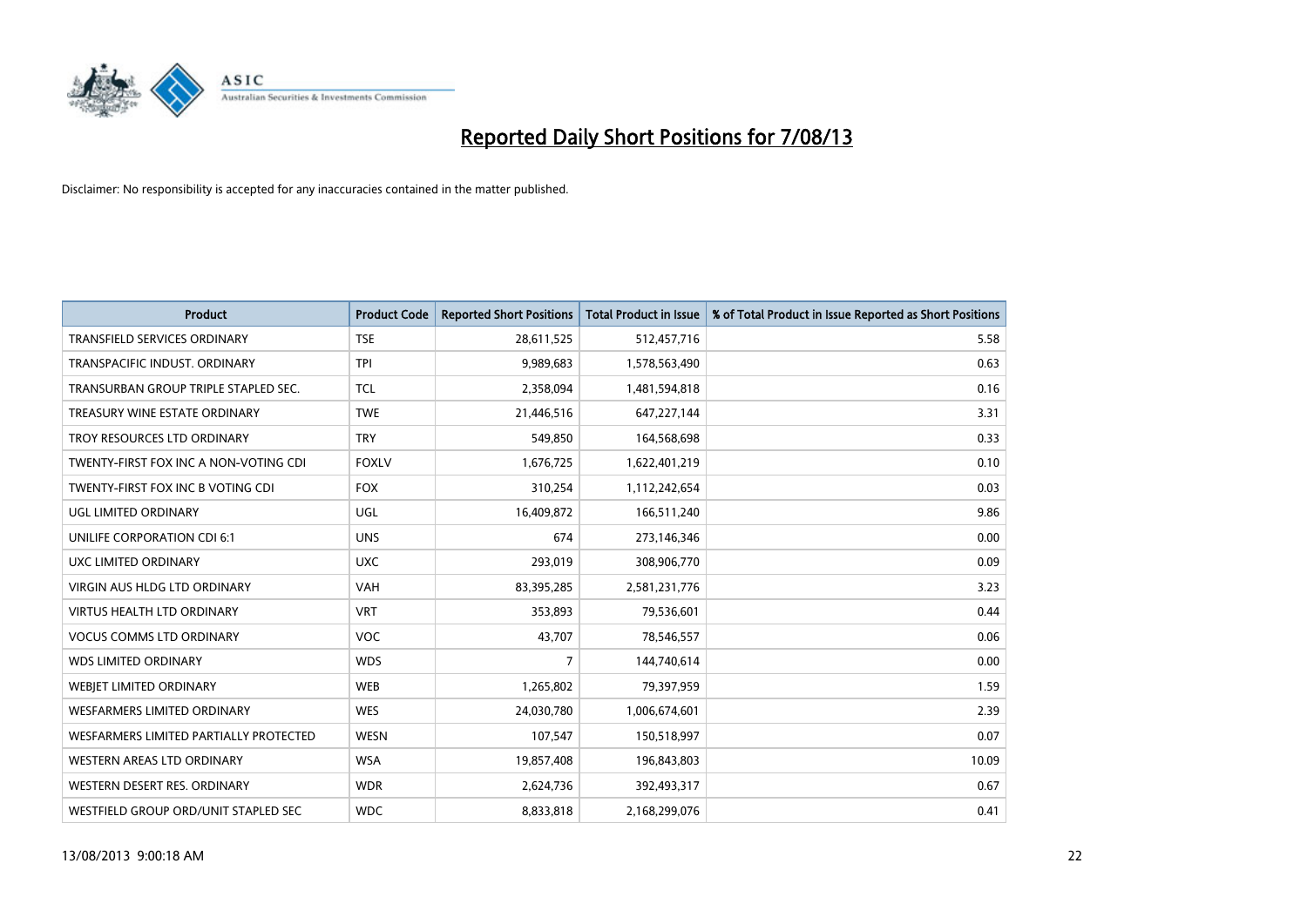# Reported Daily Short Positions for 7/08/13

Disclaimer: No responsibility is accepted for any inaccuracies contained in the matter published.

| Product | Product Code | Reported Short Positions | Total Product in Issue | % of Total Product in Issue Reported as Short Positions |
|---|---|---|---|---|
| TRANSFIELD SERVICES ORDINARY | TSE | 28,611,525 | 512,457,716 | 5.58 |
| TRANSPACIFIC INDUST. ORDINARY | TPI | 9,989,683 | 1,578,563,490 | 0.63 |
| TRANSURBAN GROUP TRIPLE STAPLED SEC. | TCL | 2,358,094 | 1,481,594,818 | 0.16 |
| TREASURY WINE ESTATE ORDINARY | TWE | 21,446,516 | 647,227,144 | 3.31 |
| TROY RESOURCES LTD ORDINARY | TRY | 549,850 | 164,568,698 | 0.33 |
| TWENTY-FIRST FOX INC A NON-VOTING CDI | FOXLV | 1,676,725 | 1,622,401,219 | 0.10 |
| TWENTY-FIRST FOX INC B VOTING CDI | FOX | 310,254 | 1,112,242,654 | 0.03 |
| UGL LIMITED ORDINARY | UGL | 16,409,872 | 166,511,240 | 9.86 |
| UNILIFE CORPORATION CDI 6:1 | UNS | 674 | 273,146,346 | 0.00 |
| UXC LIMITED ORDINARY | UXC | 293,019 | 308,906,770 | 0.09 |
| VIRGIN AUS HLDG LTD ORDINARY | VAH | 83,395,285 | 2,581,231,776 | 3.23 |
| VIRTUS HEALTH LTD ORDINARY | VRT | 353,893 | 79,536,601 | 0.44 |
| VOCUS COMMS LTD ORDINARY | VOC | 43,707 | 78,546,557 | 0.06 |
| WDS LIMITED ORDINARY | WDS | 7 | 144,740,614 | 0.00 |
| WEBJET LIMITED ORDINARY | WEB | 1,265,802 | 79,397,959 | 1.59 |
| WESFARMERS LIMITED ORDINARY | WES | 24,030,780 | 1,006,674,601 | 2.39 |
| WESFARMERS LIMITED PARTIALLY PROTECTED | WESN | 107,547 | 150,518,997 | 0.07 |
| WESTERN AREAS LTD ORDINARY | WSA | 19,857,408 | 196,843,803 | 10.09 |
| WESTERN DESERT RES. ORDINARY | WDR | 2,624,736 | 392,493,317 | 0.67 |
| WESTFIELD GROUP ORD/UNIT STAPLED SEC | WDC | 8,833,818 | 2,168,299,076 | 0.41 |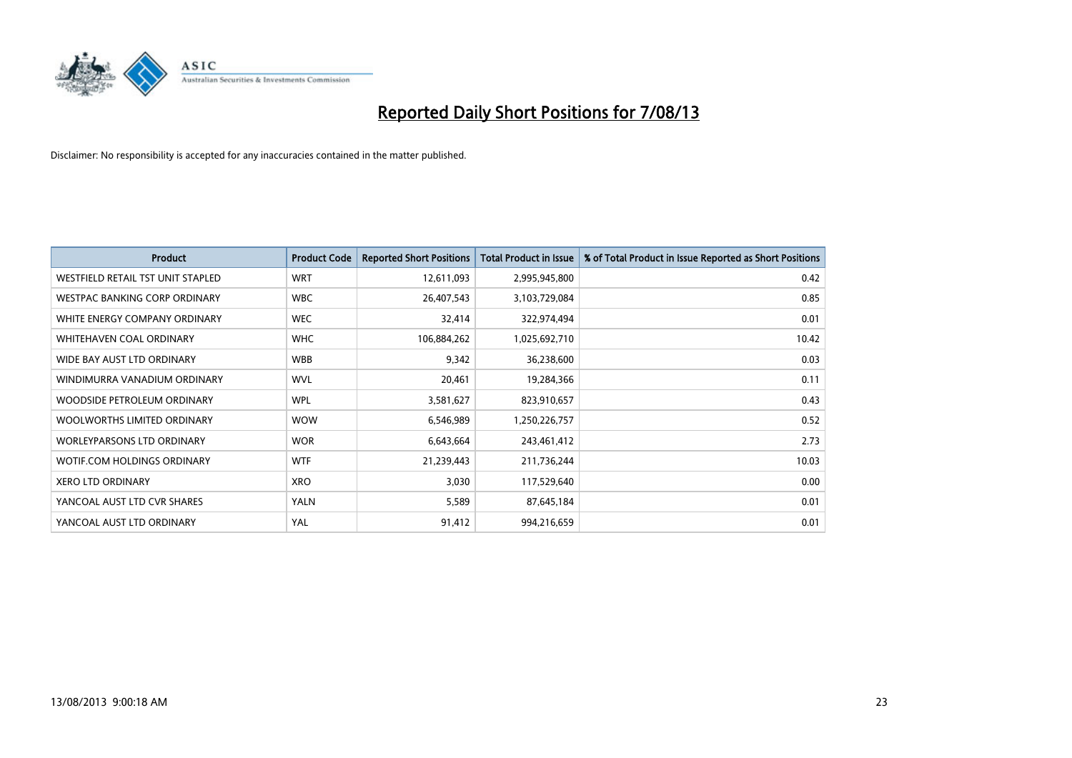# Reported Daily Short Positions for 7/08/13

Disclaimer: No responsibility is accepted for any inaccuracies contained in the matter published.

| Product | Product Code | Reported Short Positions | Total Product in Issue | % of Total Product in Issue Reported as Short Positions |
|---|---|---|---|---|
| WESTFIELD RETAIL TST UNIT STAPLED | WRT | 12,611,093 | 2,995,945,800 | 0.42 |
| WESTPAC BANKING CORP ORDINARY | WBC | 26,407,543 | 3,103,729,084 | 0.85 |
| WHITE ENERGY COMPANY ORDINARY | WEC | 32,414 | 322,974,494 | 0.01 |
| WHITEHAVEN COAL ORDINARY | WHC | 106,884,262 | 1,025,692,710 | 10.42 |
| WIDE BAY AUST LTD ORDINARY | WBB | 9,342 | 36,238,600 | 0.03 |
| WINDIMURRA VANADIUM ORDINARY | WVL | 20,461 | 19,284,366 | 0.11 |
| WOODSIDE PETROLEUM ORDINARY | WPL | 3,581,627 | 823,910,657 | 0.43 |
| WOOLWORTHS LIMITED ORDINARY | WOW | 6,546,989 | 1,250,226,757 | 0.52 |
| WORLEYPARSONS LTD ORDINARY | WOR | 6,643,664 | 243,461,412 | 2.73 |
| WOTIF.COM HOLDINGS ORDINARY | WTF | 21,239,443 | 211,736,244 | 10.03 |
| XERO LTD ORDINARY | XRO | 3,030 | 117,529,640 | 0.00 |
| YANCOAL AUST LTD CVR SHARES | YALN | 5,589 | 87,645,184 | 0.01 |
| YANCOAL AUST LTD ORDINARY | YAL | 91,412 | 994,216,659 | 0.01 |

13/08/2013 9:00:18 AM